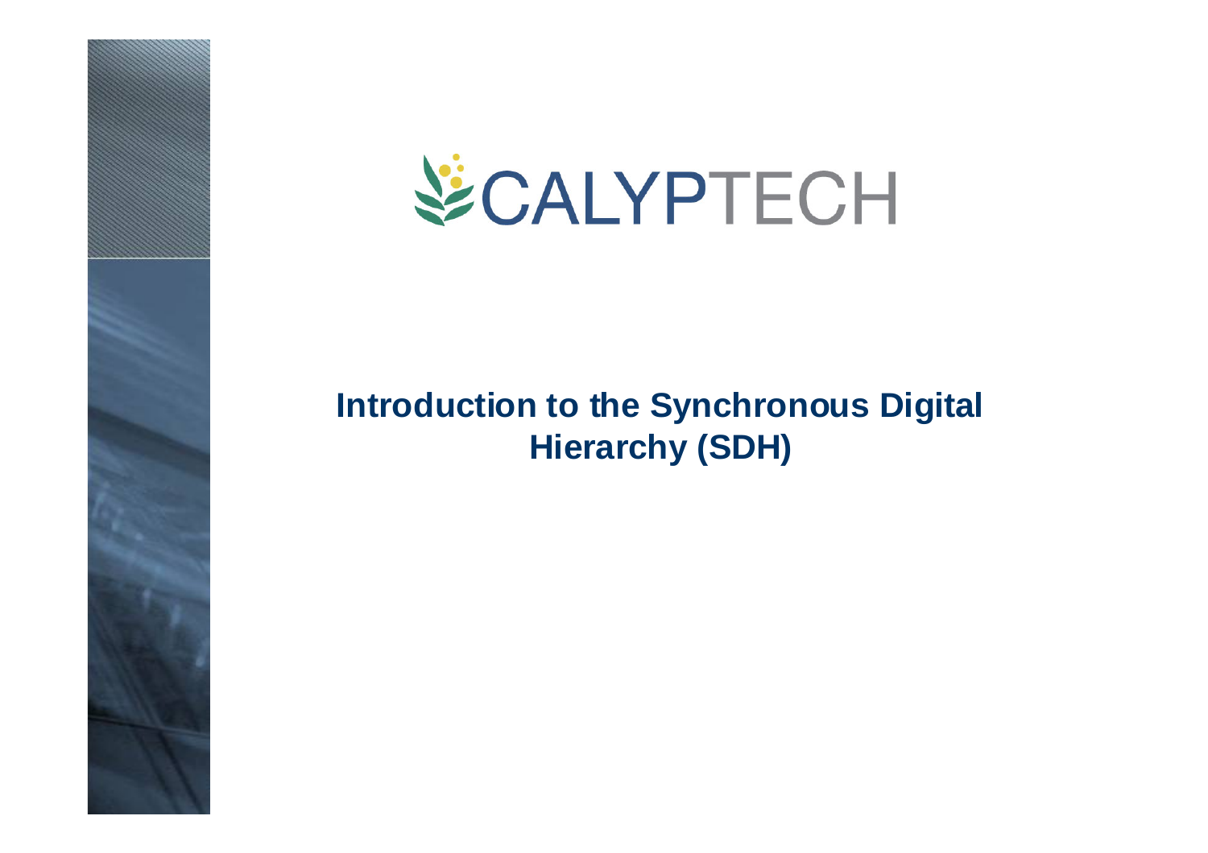CALYPTECH

# Introduction to the Synchronous Digital Hierarchy (SDH)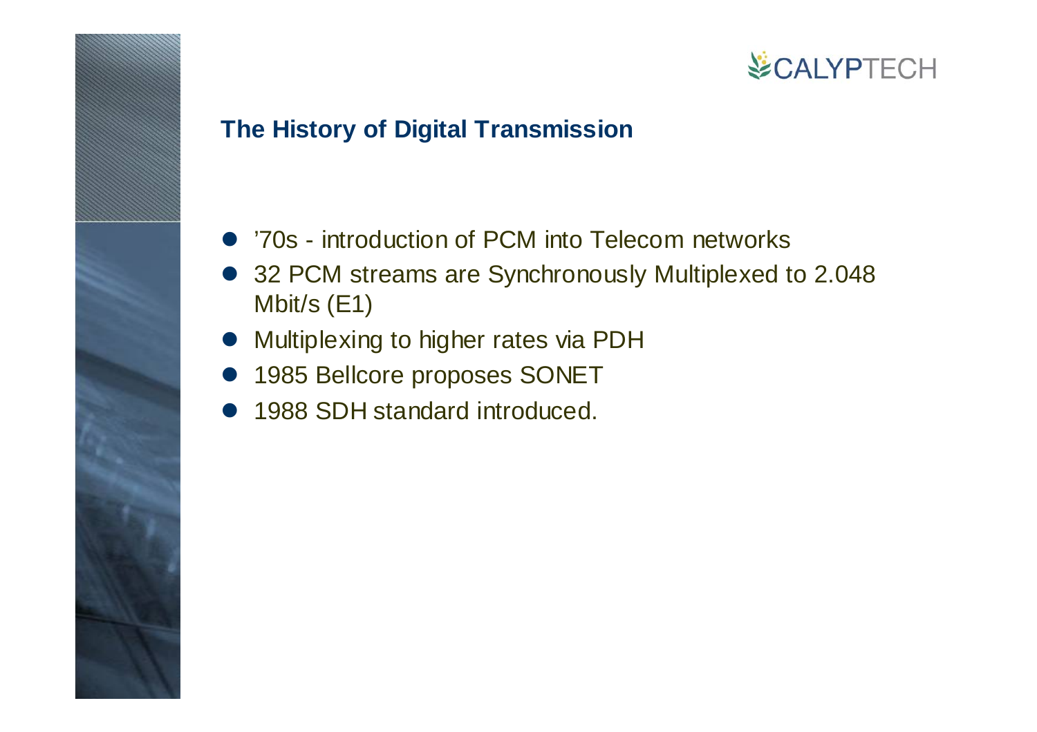## The History of Digital Transmission

- ’70s - introduction of PCM into Telecom networks
- 32 PCM streams are Synchronously Multiplexed to 2.048 Mbit/s (E1)
- Multiplexing to higher rates via PDH
- 1985 Bellcore proposes SONET
- 1988 SDH standard introduced.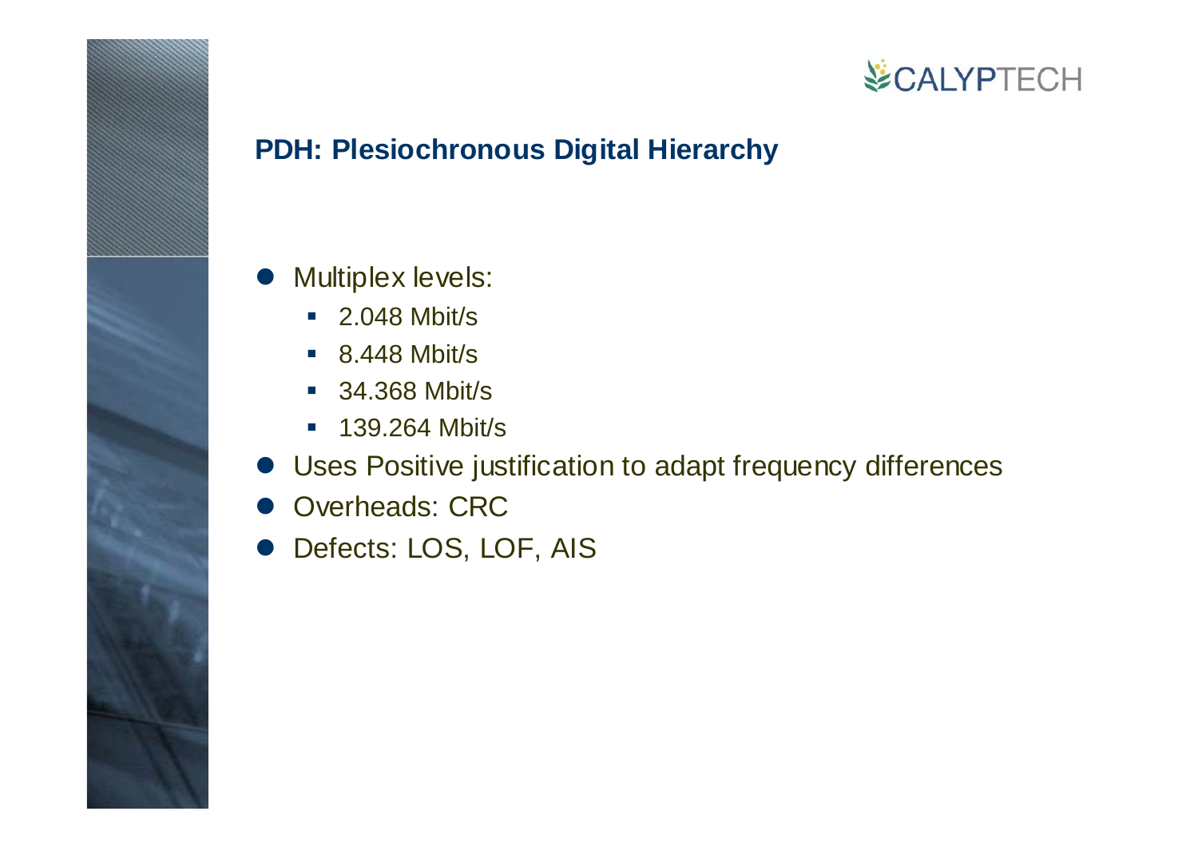## PDH: Plesiochronous Digital Hierarchy

- Multiplex levels:
  - 2.048 Mbit/s
  - 8.448 Mbit/s
  - 34.368 Mbit/s
  - 139.264 Mbit/s
- Uses Positive justification to adapt frequency differences
- Overheads: CRC
- Defects: LOS, LOF, AIS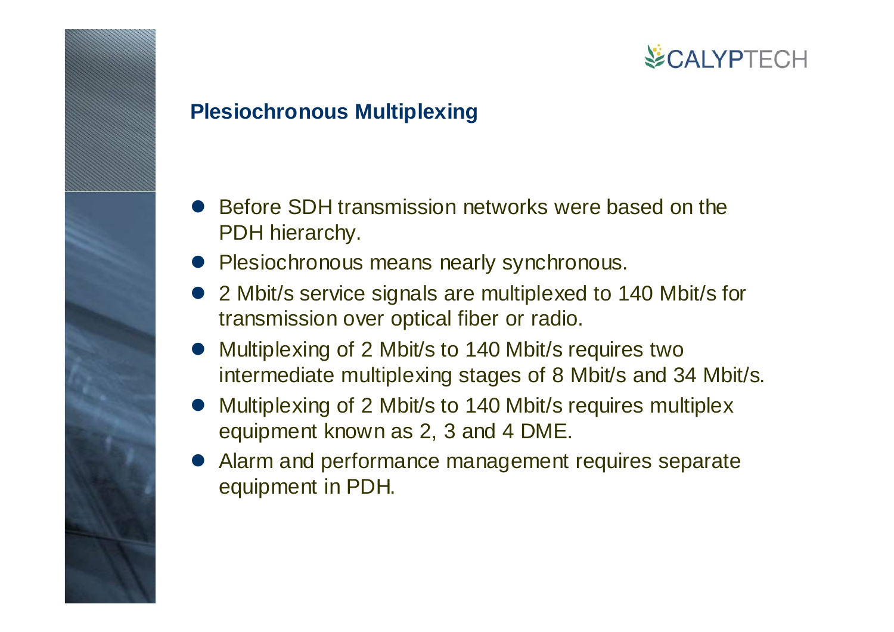## Plesiochronous Multiplexing

- Before SDH transmission networks were based on the PDH hierarchy.
- Plesiochronous means nearly synchronous.
- 2 Mbit/s service signals are multiplexed to 140 Mbit/s for transmission over optical fiber or radio.
- Multiplexing of 2 Mbit/s to 140 Mbit/s requires two intermediate multiplexing stages of 8 Mbit/s and 34 Mbit/s.
- Multiplexing of 2 Mbit/s to 140 Mbit/s requires multiplex equipment known as 2, 3 and 4 DME.
- Alarm and performance management requires separate equipment in PDH.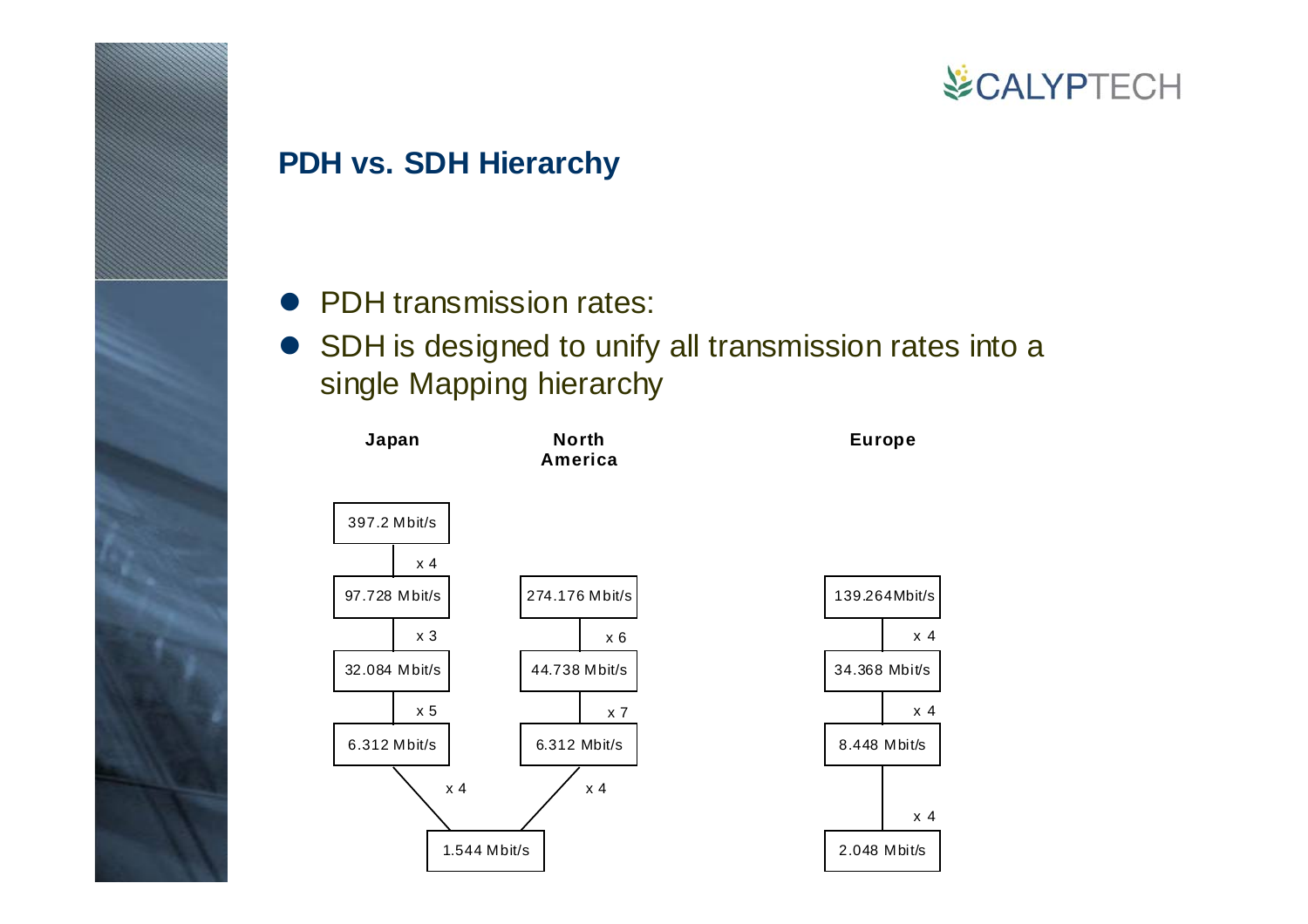## PDH vs. SDH Hierarchy

- PDH transmission rates:
- SDH is designed to unify all transmission rates into a single Mapping hierarchy

| Japan | North America | Europe |
| --- | --- | --- |
| 397.2 Mbit/s | | |
| x 4 | | |
| 97.728 Mbit/s | 274.176 Mbit/s | 139.264Mbit/s |
| x 3 | x 6 | x 4 |
| 32.084 Mbit/s | 44.738 Mbit/s | 34.368 Mbit/s |
| x 5 | x 7 | x 4 |
| 6.312 Mbit/s | 6.312 Mbit/s | 8.448 Mbit/s |
| x 4 | x 4 | x 4 |
| 1.544 Mbit/s | 1.544 Mbit/s | 2.048 Mbit/s |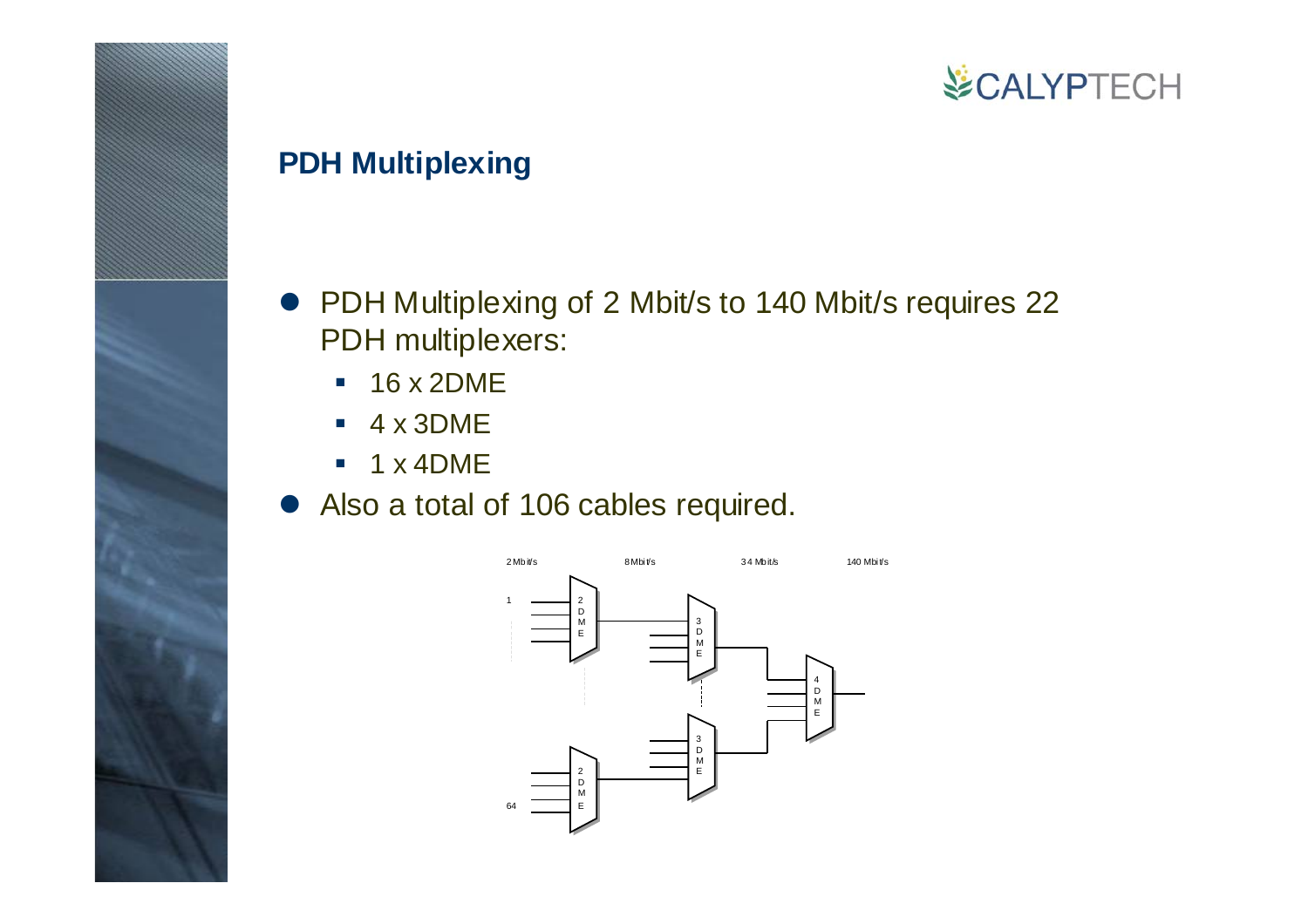## PDH Multiplexing

- PDH Multiplexing of 2 Mbit/s to 140 Mbit/s requires 22 PDH multiplexers:
  - 16 x 2DME
  - 4 x 3DME
  - 1 x 4DME
- Also a total of 106 cables required.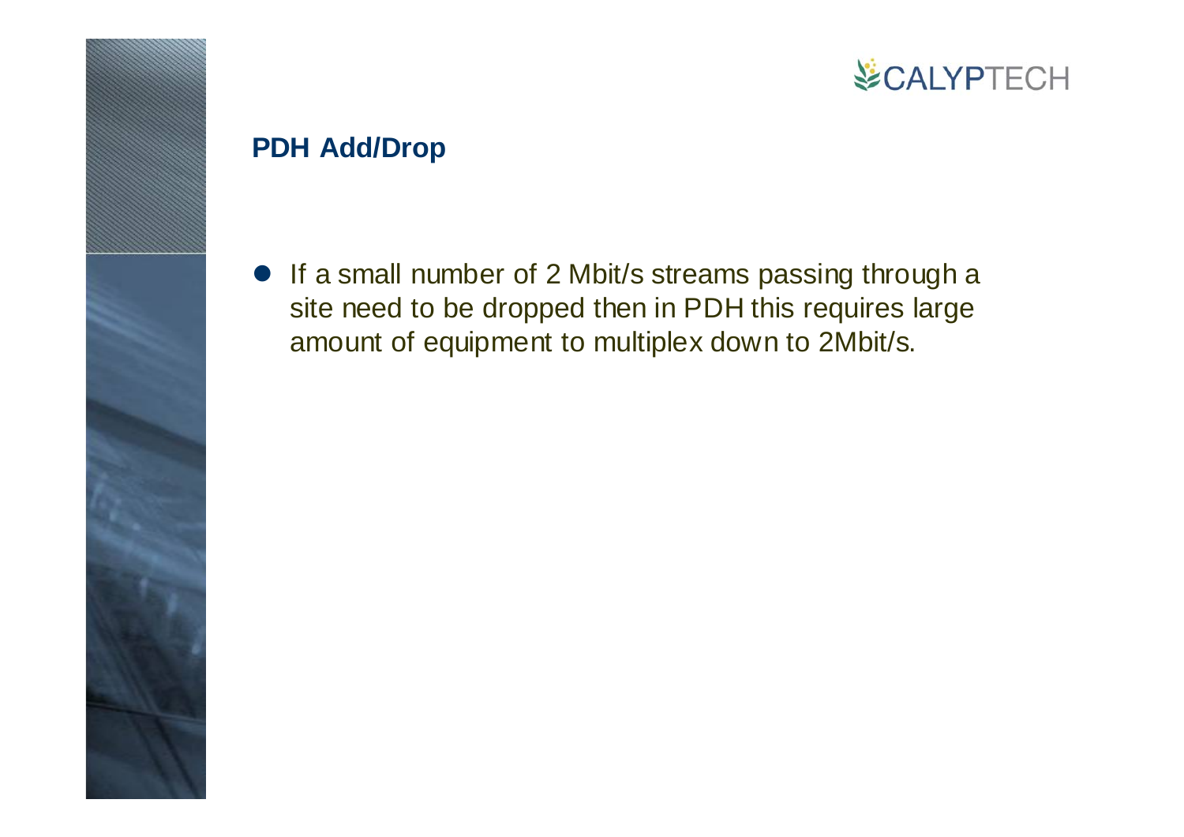## PDH Add/Drop

- If a small number of 2 Mbit/s streams passing through a site need to be dropped then in PDH this requires large amount of equipment to multiplex down to 2Mbit/s.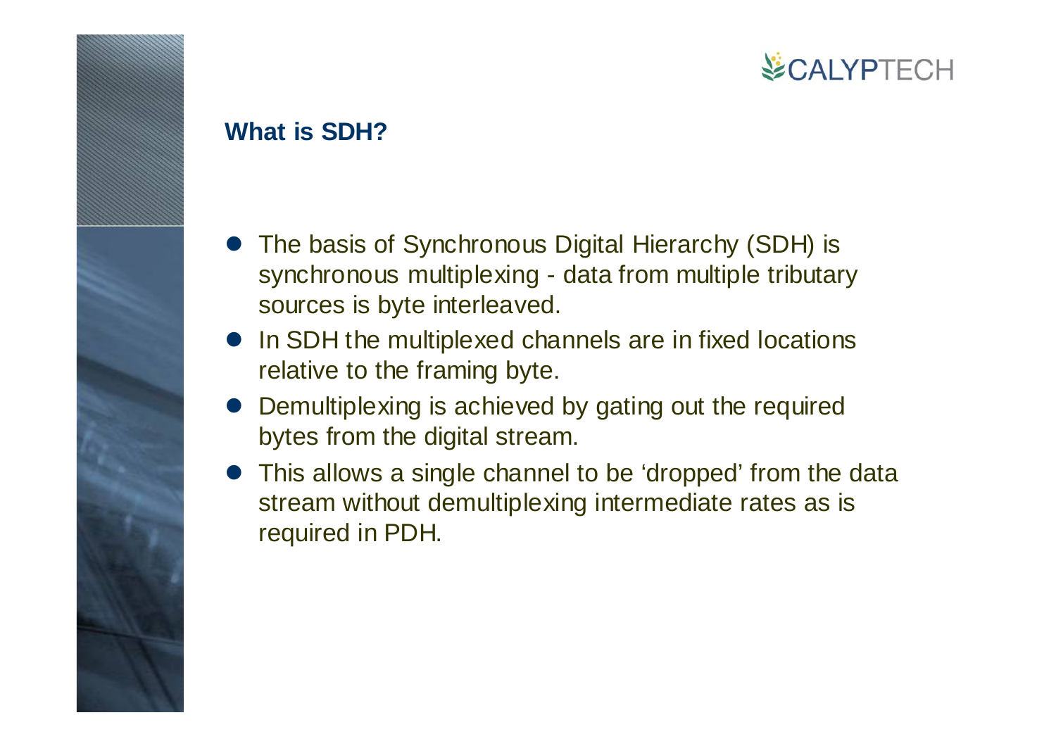## What is SDH?

- The basis of Synchronous Digital Hierarchy (SDH) is synchronous multiplexing - data from multiple tributary sources is byte interleaved.
- In SDH the multiplexed channels are in fixed locations relative to the framing byte.
- Demultiplexing is achieved by gating out the required bytes from the digital stream.
- This allows a single channel to be 'dropped' from the data stream without demultiplexing intermediate rates as is required in PDH.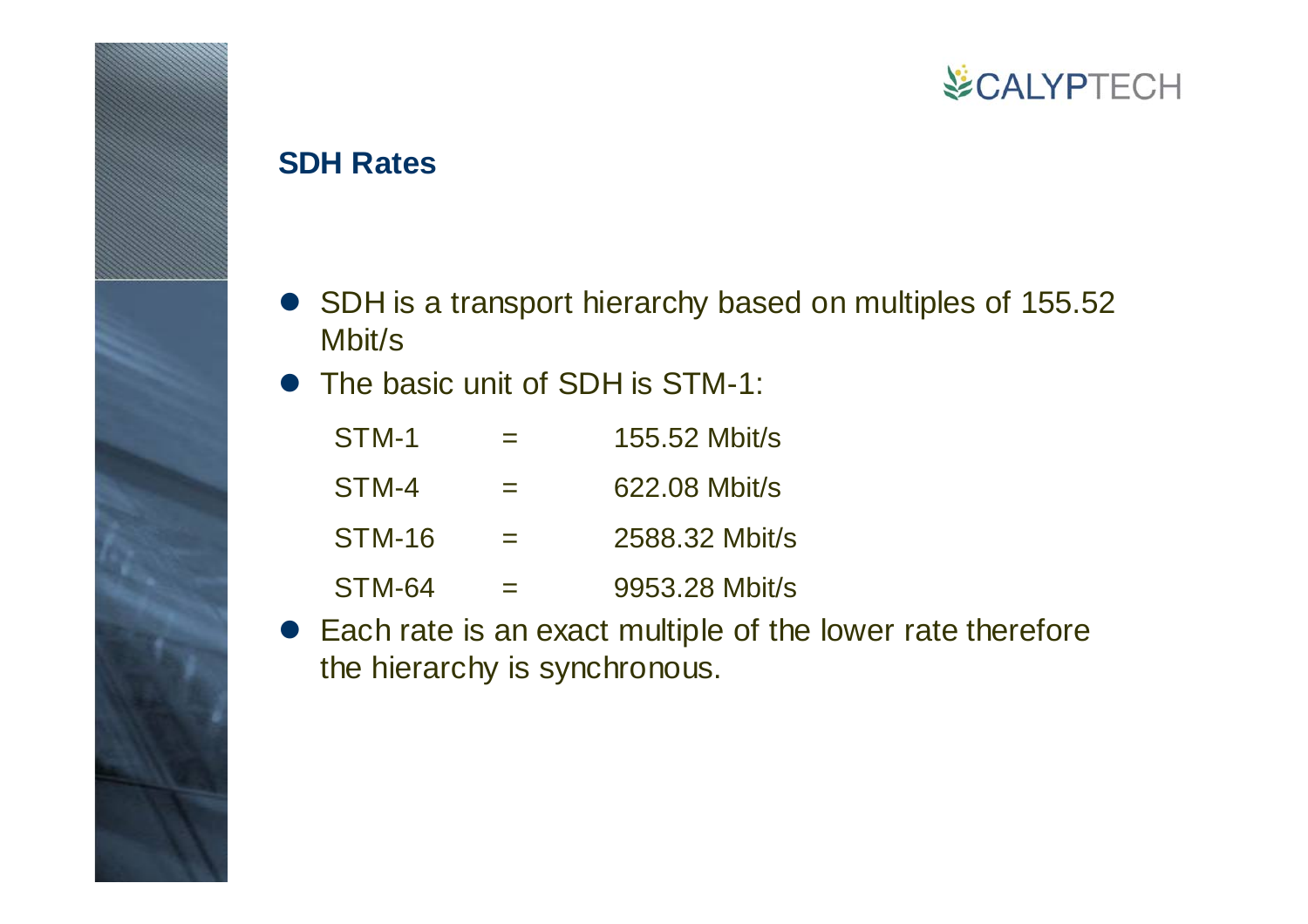## SDH Rates

- SDH is a transport hierarchy based on multiples of 155.52 Mbit/s
- The basic unit of SDH is STM-1:

| | | |
|---|---|---|
| STM-1 | = | 155.52 Mbit/s |
| STM-4 | = | 622.08 Mbit/s |
| STM-16 | = | 2588.32 Mbit/s |
| STM-64 | = | 9953.28 Mbit/s |

- Each rate is an exact multiple of the lower rate therefore the hierarchy is synchronous.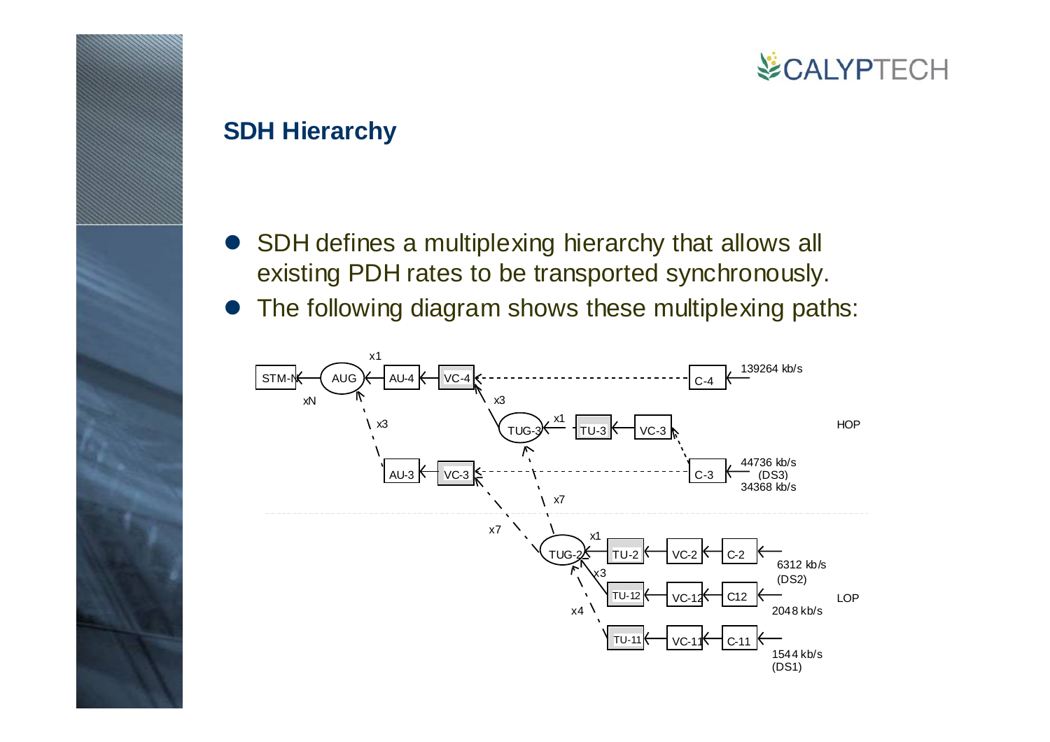## SDH Hierarchy

- SDH defines a multiplexing hierarchy that allows all existing PDH rates to be transported synchronously.
- The following diagram shows these multiplexing paths:

STM-N ← AUG ← AU-4 ← VC-4 ← C-4 ← 139264 kb/s

xN, x1, x3, x3, x1, x7, x7, x1, x3, x4

TUG-3 ← TU-3 ← VC-3 ← C-3

AU-3 ← VC-3 ← C-3 ← 44736 kb/s (DS3) 34368 kb/s

HOP

TUG-2 ← TU-2 ← VC-2 ← C-2 ← 6312 kb/s (DS2)

TU-12 ← VC-12 ← C12 ← 2048 kb/s

TU-11 ← VC-11 ← C-11 ← 1544 kb/s (DS1)

LOP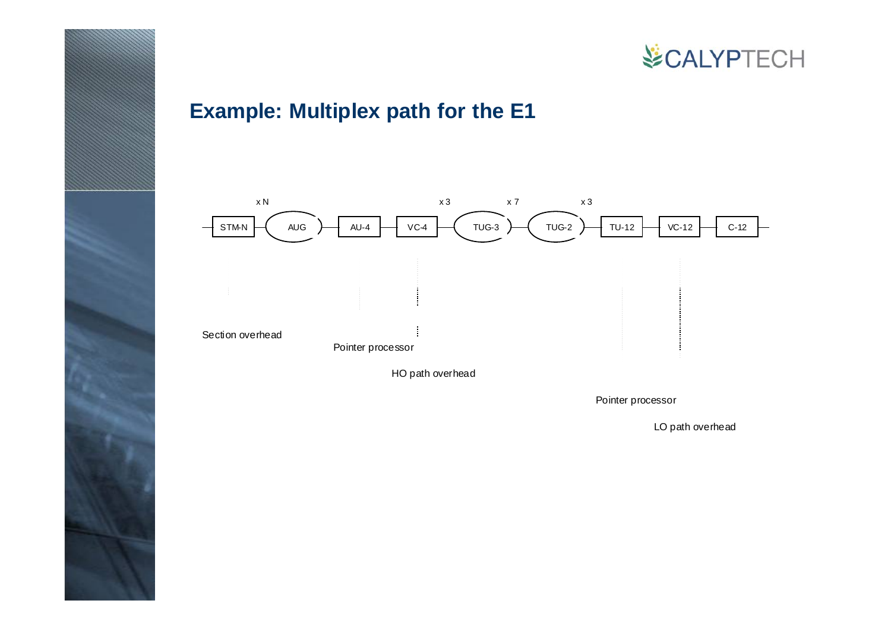## Example: Multiplex path for the E1

x N — x 3 — x 7 — x 3

STM-N — AUG — AU-4 — VC-4 — TUG-3 — TUG-2 — TU-12 — VC-12 — C-12

Section overhead

Pointer processor

HO path overhead

Pointer processor

LO path overhead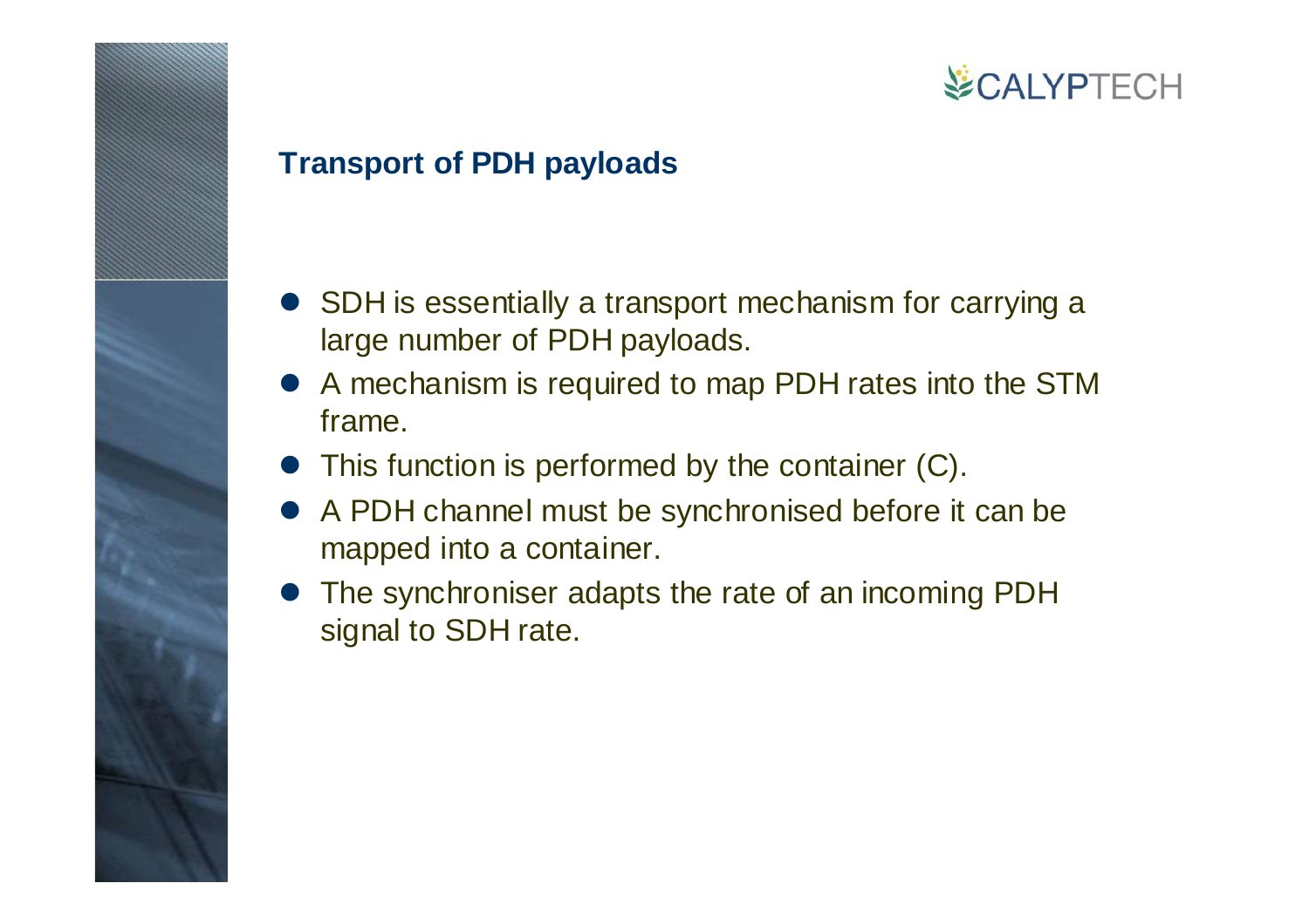## Transport of PDH payloads

- SDH is essentially a transport mechanism for carrying a large number of PDH payloads.
- A mechanism is required to map PDH rates into the STM frame.
- This function is performed by the container (C).
- A PDH channel must be synchronised before it can be mapped into a container.
- The synchroniser adapts the rate of an incoming PDH signal to SDH rate.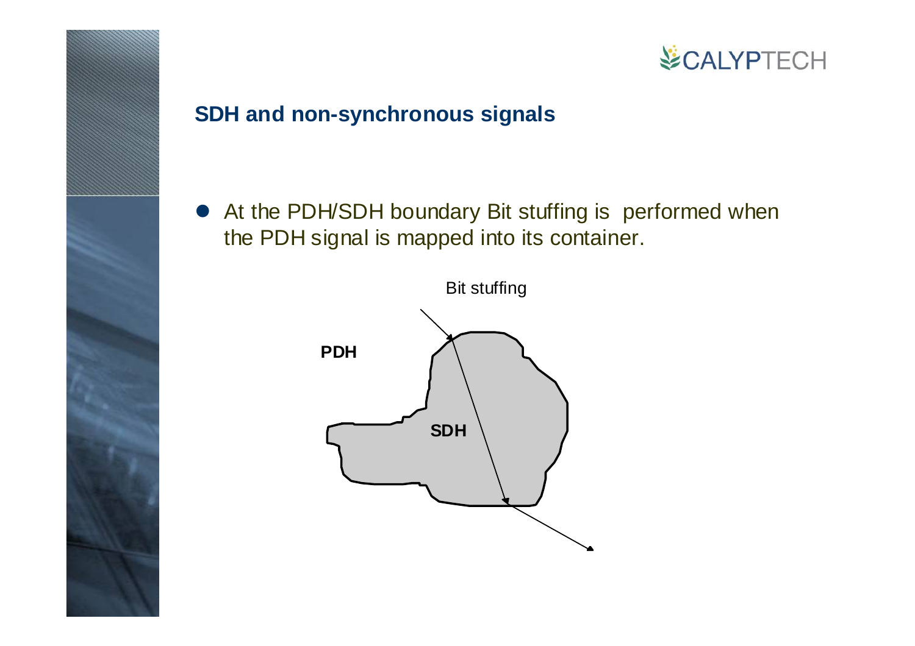## SDH and non-synchronous signals

- At the PDH/SDH boundary Bit stuffing is performed when the PDH signal is mapped into its container.

Bit stuffing

PDH

SDH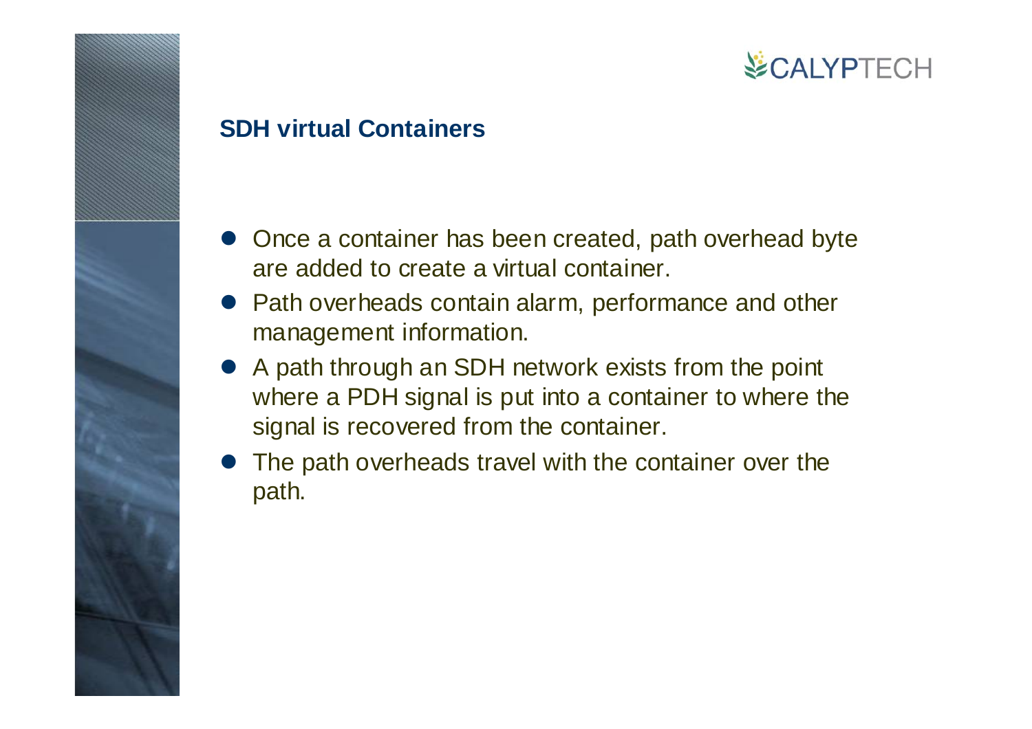## SDH virtual Containers

- Once a container has been created, path overhead byte are added to create a virtual container.
- Path overheads contain alarm, performance and other management information.
- A path through an SDH network exists from the point where a PDH signal is put into a container to where the signal is recovered from the container.
- The path overheads travel with the container over the path.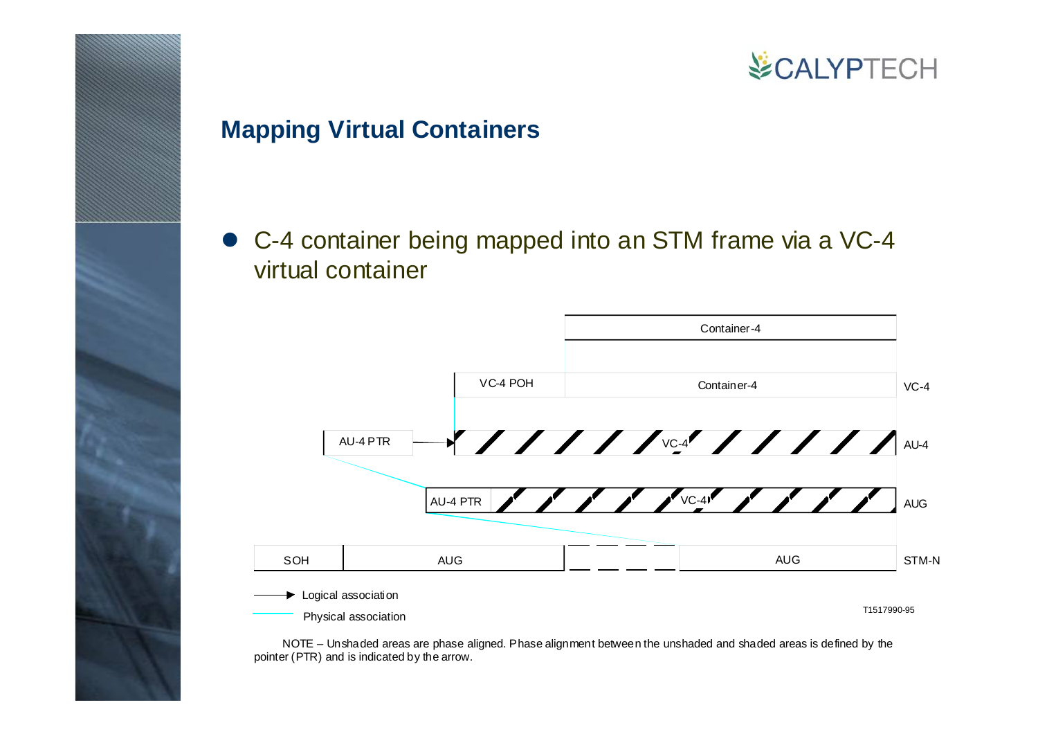## Mapping Virtual Containers

- C-4 container being mapped into an STM frame via a VC-4 virtual container

Container-4

VC-4 POH | Container-4 — VC-4

AU-4 PTR → VC-4 — AU-4

AU-4 PTR | VC-4 — AUG

SOH | AUG | AUG — STM-N

→ Logical association

Physical association

T1517990-95

NOTE – Unshaded areas are phase aligned. Phase alignment between the unshaded and shaded areas is defined by the pointer (PTR) and is indicated by the arrow.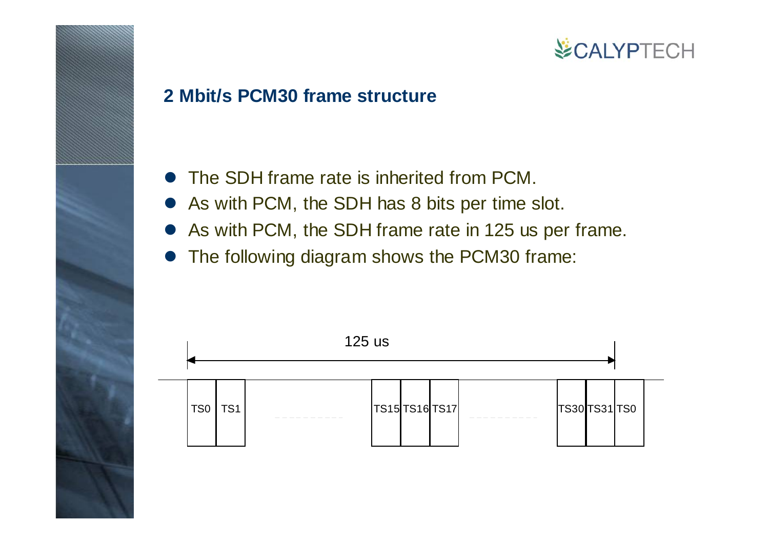## 2 Mbit/s PCM30 frame structure

- The SDH frame rate is inherited from PCM.
- As with PCM, the SDH has 8 bits per time slot.
- As with PCM, the SDH frame rate in 125 us per frame.
- The following diagram shows the PCM30 frame:

125 us

TS0 | TS1 | ---------- | TS15 | TS16 | TS17 | ---------- | TS30 | TS31 | TS0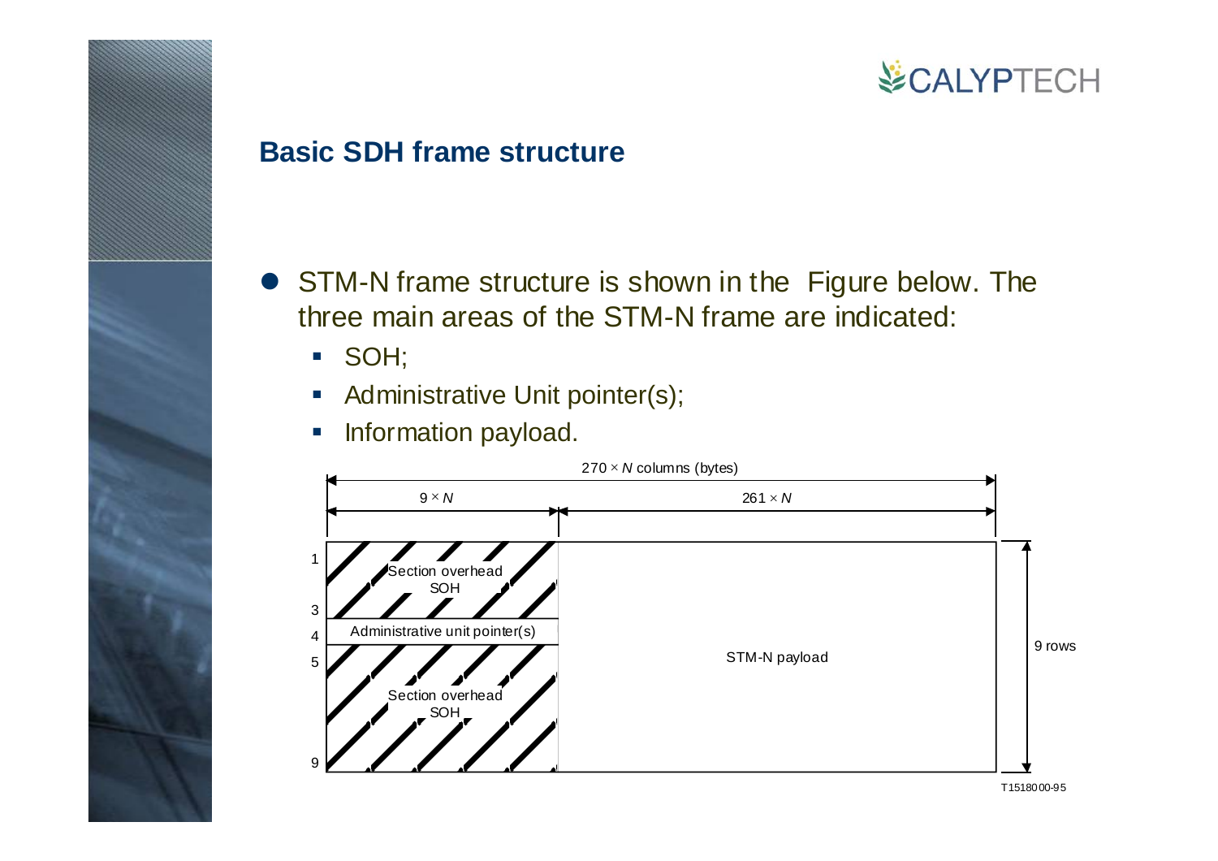## Basic SDH frame structure

- STM-N frame structure is shown in the Figure below. The three main areas of the STM-N frame are indicated:
  - SOH;
  - Administrative Unit pointer(s);
  - Information payload.

$270 \times N$ columns (bytes)

$9 \times N$ | $261 \times N$

1–3: Section overhead SOH

4: Administrative unit pointer(s)

5–9: Section overhead SOH

STM-N payload

9 rows

T1518000-95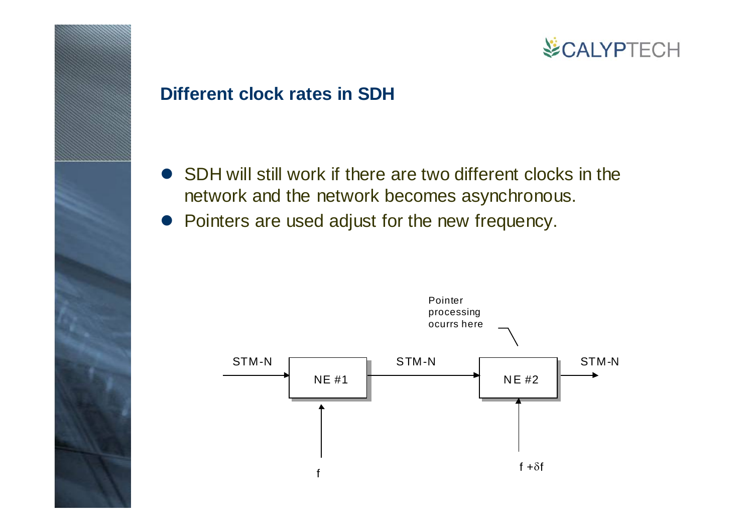## Different clock rates in SDH

- SDH will still work if there are two different clocks in the network and the network becomes asynchronous.
- Pointers are used adjust for the new frequency.

Pointer processing ocurrs here

STM-N → NE #1 → STM-N → NE #2 → STM-N

f

$f + \delta f$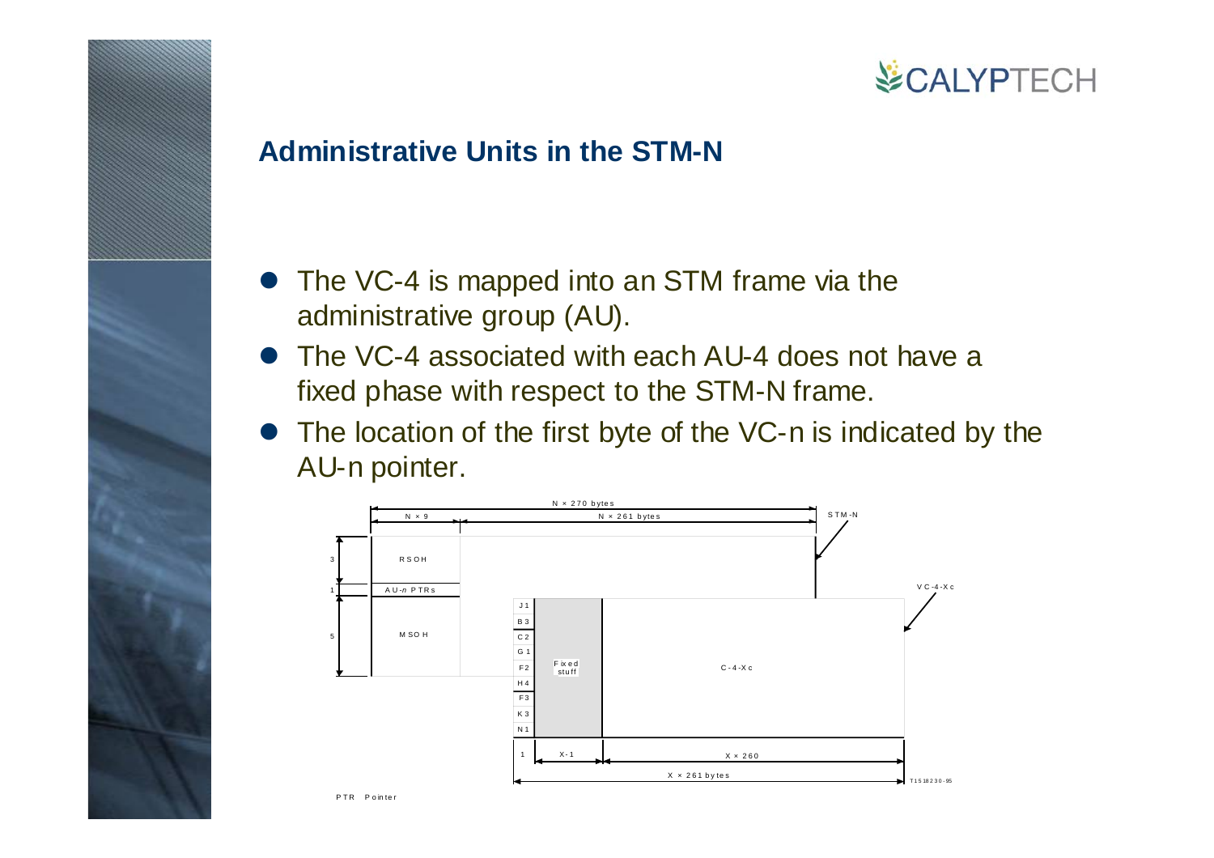## Administrative Units in the STM-N

- The VC-4 is mapped into an STM frame via the administrative group (AU).
- The VC-4 associated with each AU-4 does not have a fixed phase with respect to the STM-N frame.
- The location of the first byte of the VC-n is indicated by the AU-n pointer.

N × 270 bytes

N × 9 | N × 261 bytes | STM-N

3 RSOH

1 AU-*n* PTRs

5 MSOH

VC-4-Xc

J1, B3, C2, G1, F2, H4, F3, K3, N1

Fixed stuff

C-4-Xc

1 | X-1 | X × 260

X × 261 bytes

T1518230-95

PTR Pointer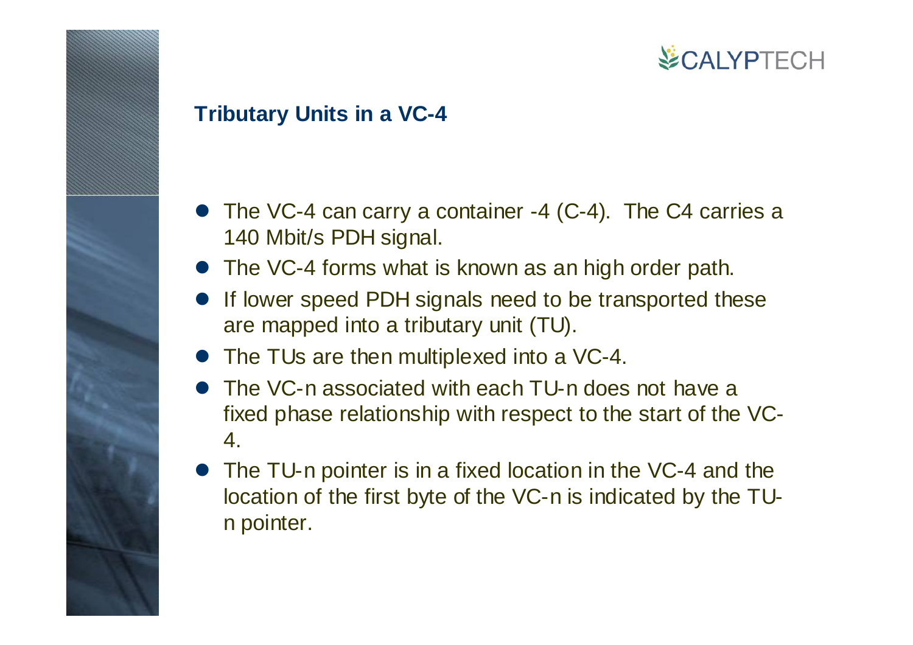## Tributary Units in a VC-4

- The VC-4 can carry a container -4 (C-4). The C4 carries a 140 Mbit/s PDH signal.
- The VC-4 forms what is known as an high order path.
- If lower speed PDH signals need to be transported these are mapped into a tributary unit (TU).
- The TUs are then multiplexed into a VC-4.
- The VC-n associated with each TU-n does not have a fixed phase relationship with respect to the start of the VC-4.
- The TU-n pointer is in a fixed location in the VC-4 and the location of the first byte of the VC-n is indicated by the TU-n pointer.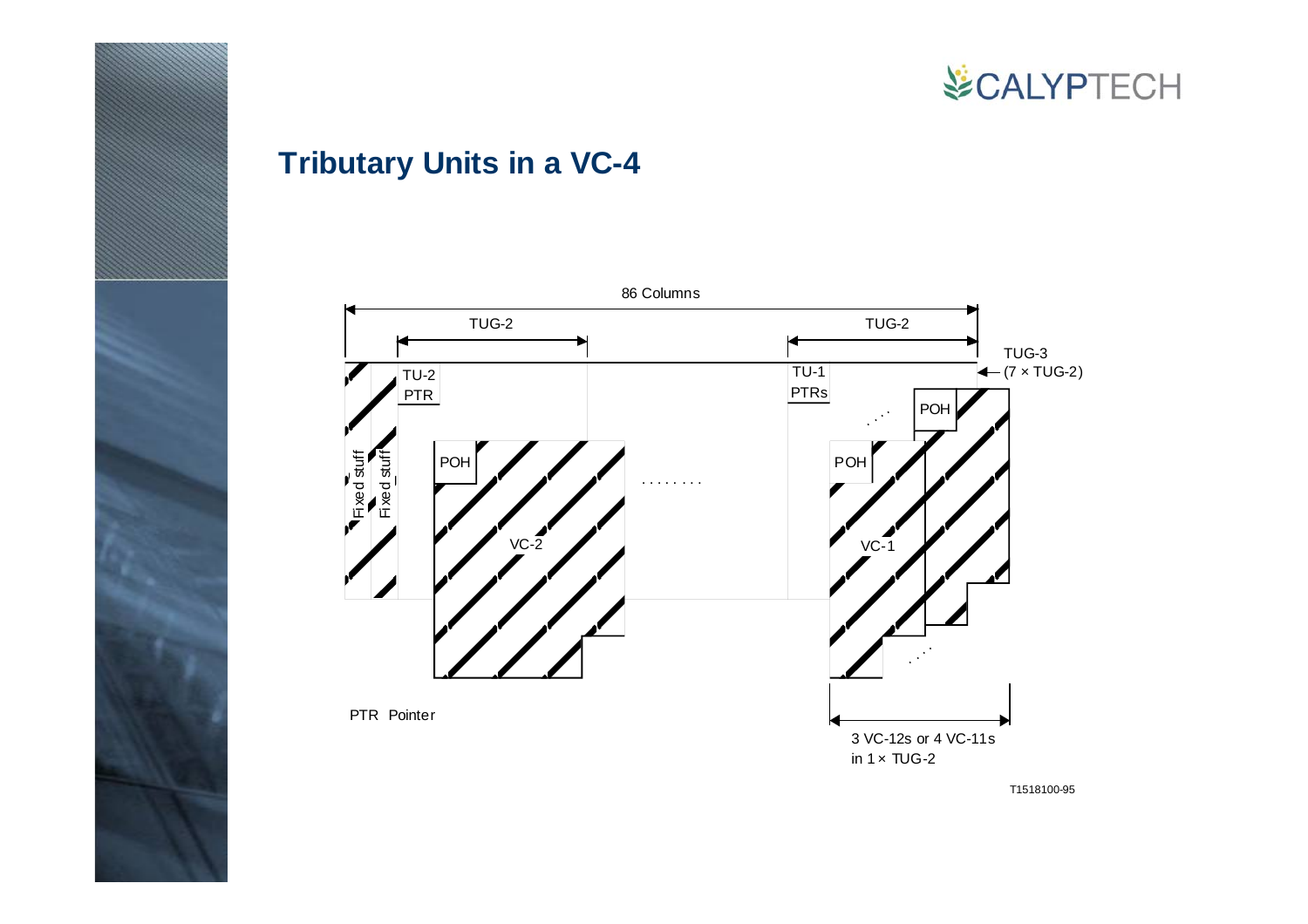# Tributary Units in a VC-4

86 Columns

TUG-2

TUG-2

TUG-3 (7 × TUG-2)

TU-2 PTR

TU-1 PTRs

Fixed stuff

Fixed stuff

POH

POH

POH

VC-2

VC-1

3 VC-12s or 4 VC-11s in 1 × TUG-2

PTR Pointer

T1518100-95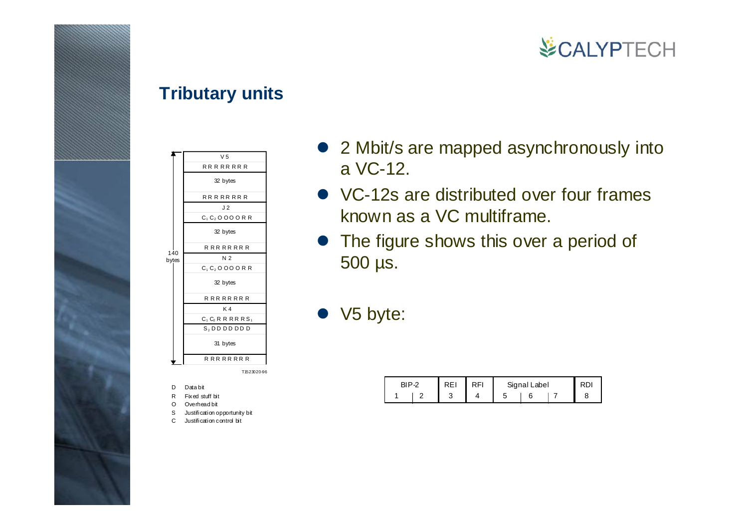## Tributary units

| |
|---|
| V5 |
| R R R R R R R R |
| 32 bytes |
| R R R R R R R R |
| J2 |
| $C_1$ $C_2$ O O O O R R |
| 32 bytes |
| R R R R R R R R |
| N2 |
| $C_1$ $C_2$ O O O O R R |
| 32 bytes |
| R R R R R R R R |
| K4 |
| $C_1$ $C_2$ R R R R R $S_1$ |
| $S_2$ D D D D D D D |
| 31 bytes |
| R R R R R R R R |

140 bytes

T1523020-96

- D Data bit
- R Fixed stuff bit
- O Overhead bit
- S Justification opportunity bit
- C Justification control bit

- 2 Mbit/s are mapped asynchronously into a VC-12.
- VC-12s are distributed over four frames known as a VC multiframe.
- The figure shows this over a period of 500 µs.
- V5 byte:

| BIP-2 | | REI | RFI | Signal Label | | | RDI |
|---|---|---|---|---|---|---|---|
| 1 | 2 | 3 | 4 | 5 | 6 | 7 | 8 |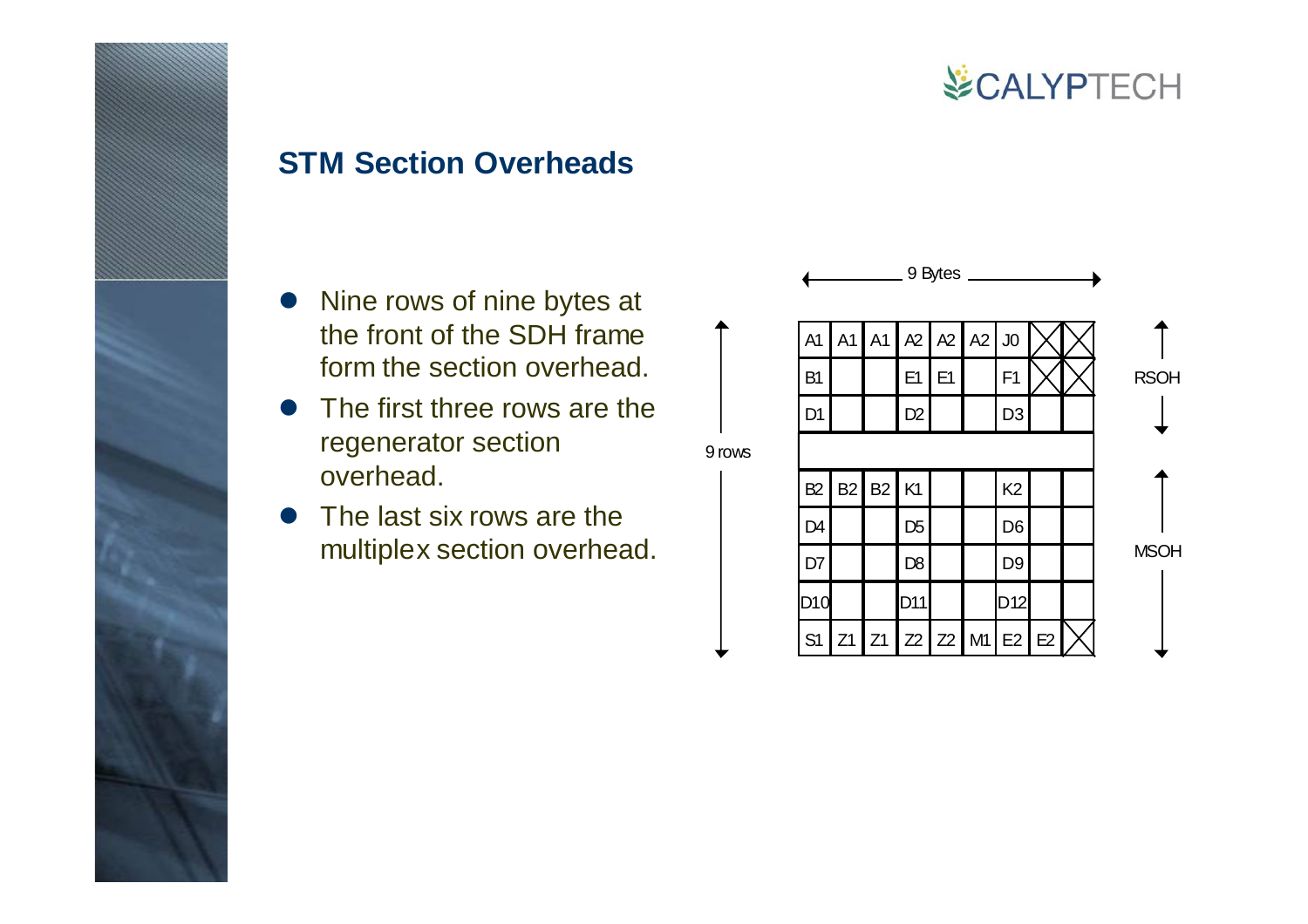## STM Section Overheads

- Nine rows of nine bytes at the front of the SDH frame form the section overhead.
- The first three rows are the regenerator section overhead.
- The last six rows are the multiplex section overhead.

9 Bytes × 9 rows

| | | | | | | | | | |
|---|---|---|---|---|---|---|---|---|---|
| A1 | A1 | A1 | A2 | A2 | A2 | J0 | X | X | RSOH |
| B1 | | | E1 | E1 | | F1 | X | X | |
| D1 | | | D2 | | | D3 | | | |
| | | | | | | | | | |
| B2 | B2 | B2 | K1 | | | K2 | | | MSOH |
| D4 | | | D5 | | | D6 | | | |
| D7 | | | D8 | | | D9 | | | |
| D10 | | | D11 | | | D12 | | | |
| S1 | Z1 | Z1 | Z2 | Z2 | M1 | E2 | E2 | X | |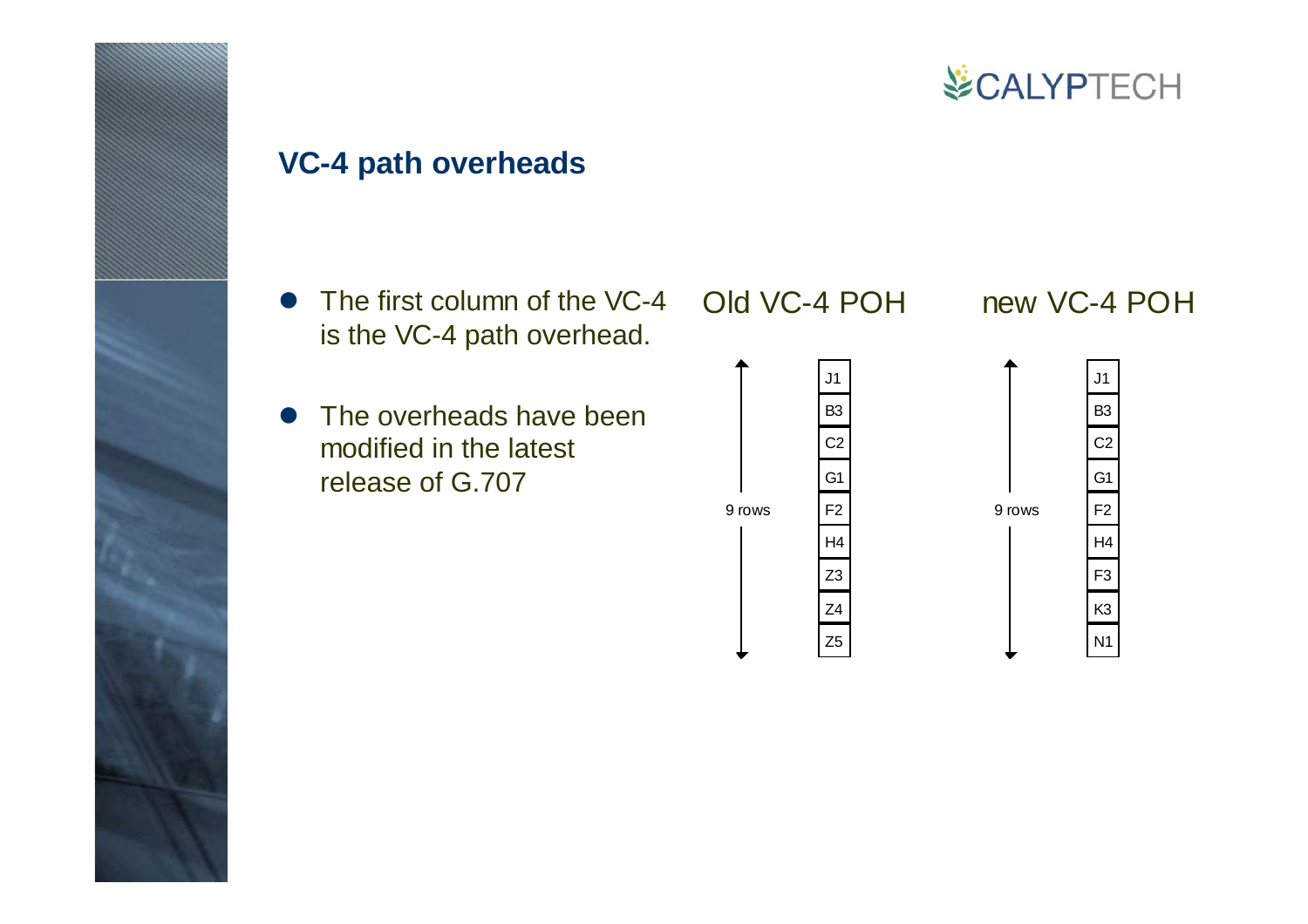## VC-4 path overheads

- The first column of the VC-4 is the VC-4 path overhead.
- The overheads have been modified in the latest release of G.707

| Old VC-4 POH (9 rows) | new VC-4 POH (9 rows) |
|---|---|
| J1 | J1 |
| B3 | B3 |
| C2 | C2 |
| G1 | G1 |
| F2 | F2 |
| H4 | H4 |
| Z3 | F3 |
| Z4 | K3 |
| Z5 | N1 |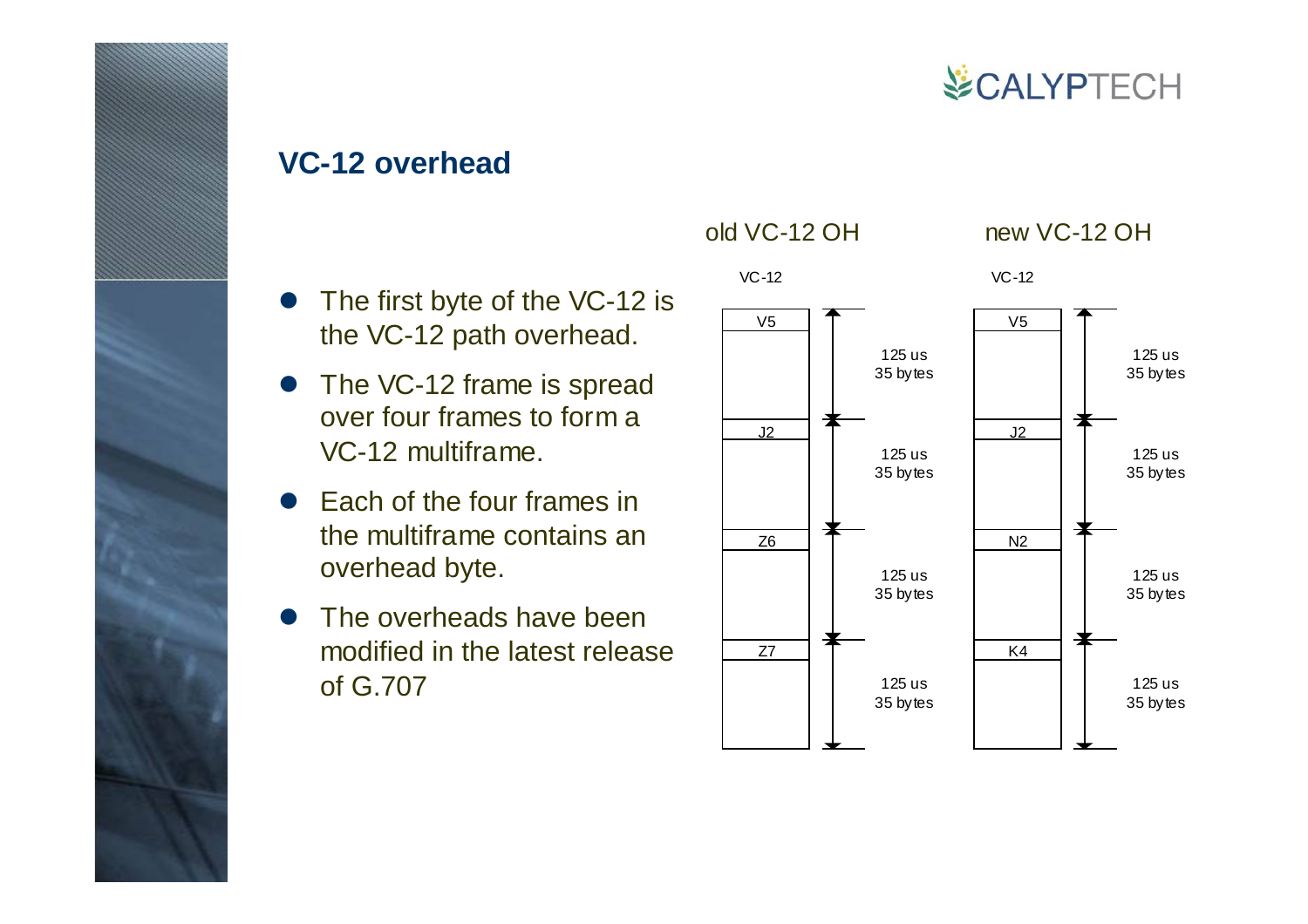## VC-12 overhead

- The first byte of the VC-12 is the VC-12 path overhead.
- The VC-12 frame is spread over four frames to form a VC-12 multiframe.
- Each of the four frames in the multiframe contains an overhead byte.
- The overheads have been modified in the latest release of G.707

| old VC-12 OH (VC-12) | | new VC-12 OH (VC-12) | |
|---|---|---|---|
| V5 | 125 us, 35 bytes | V5 | 125 us, 35 bytes |
| J2 | 125 us, 35 bytes | J2 | 125 us, 35 bytes |
| Z6 | 125 us, 35 bytes | N2 | 125 us, 35 bytes |
| Z7 | 125 us, 35 bytes | K4 | 125 us, 35 bytes |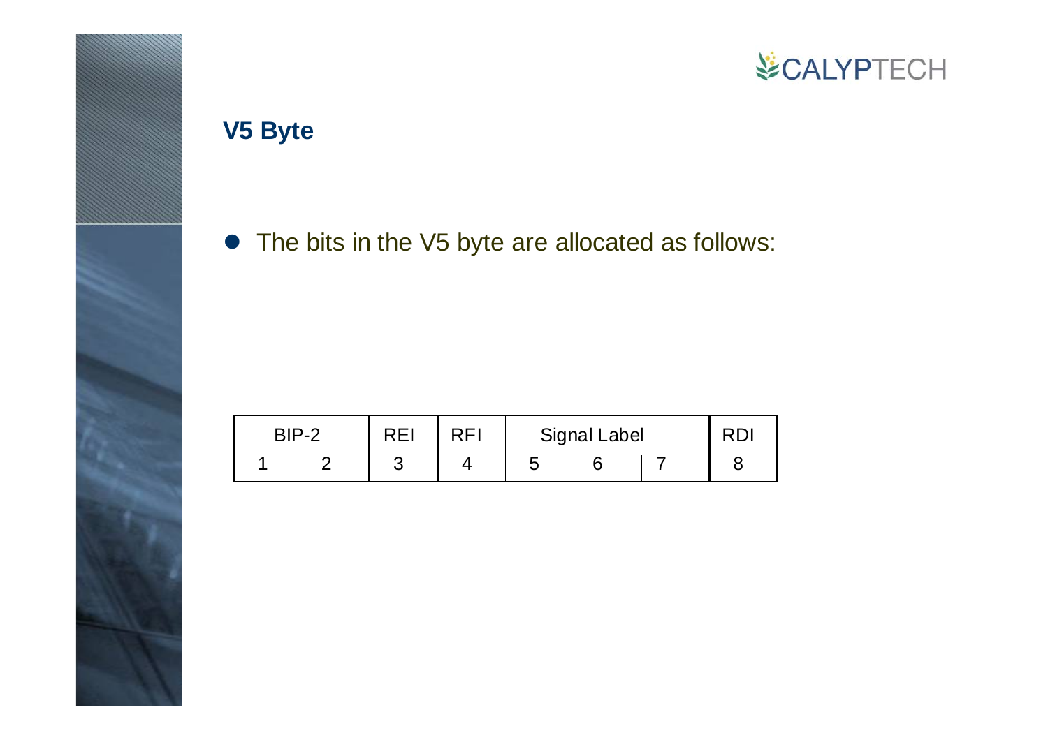## V5 Byte

- The bits in the V5 byte are allocated as follows:

| BIP-2 | | REI | RFI | Signal Label | | | RDI |
|---|---|---|---|---|---|---|---|
| 1 | 2 | 3 | 4 | 5 | 6 | 7 | 8 |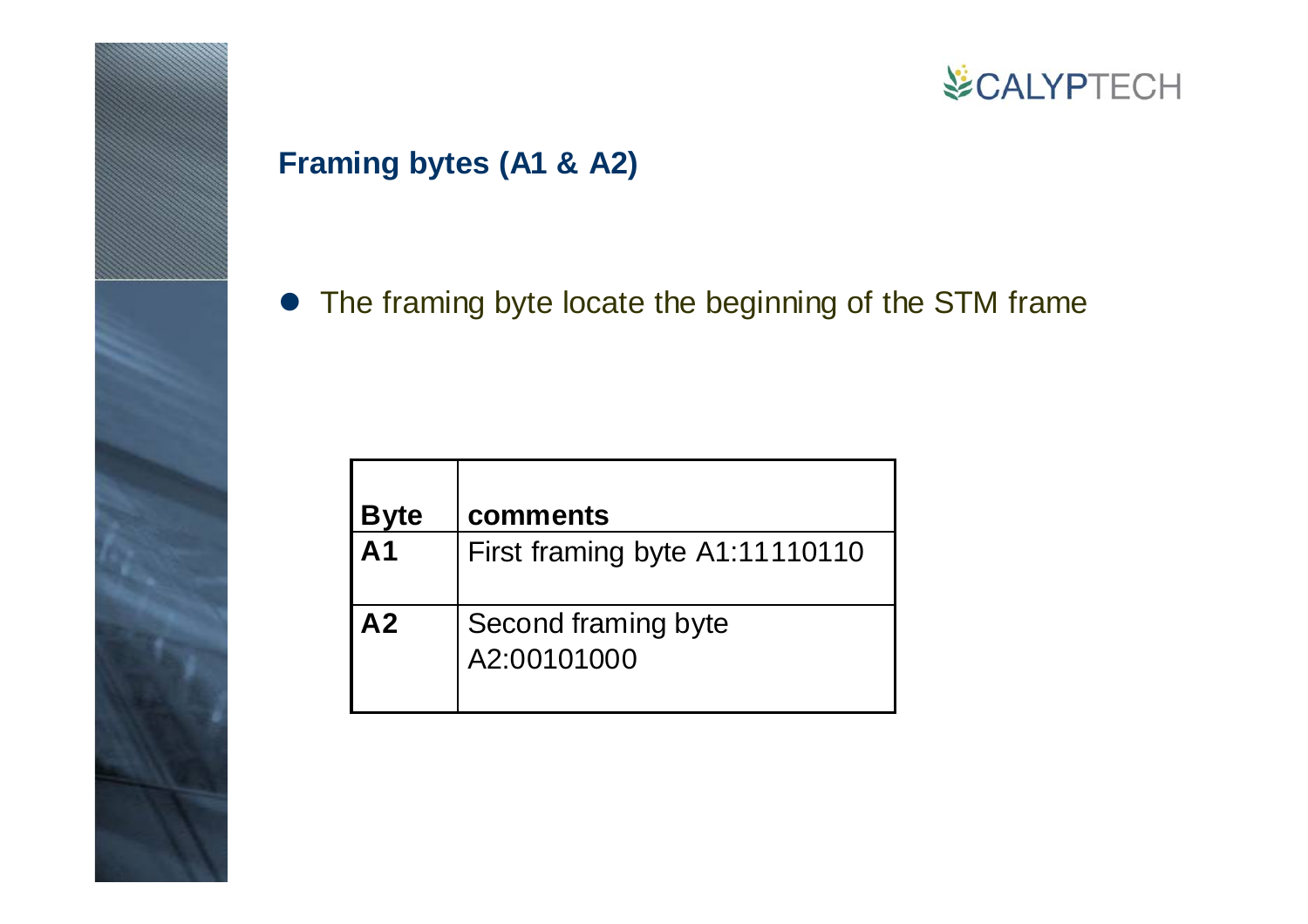## Framing bytes (A1 & A2)

- The framing byte locate the beginning of the STM frame

| Byte | comments |
|---|---|
| A1 | First framing byte A1:11110110 |
| A2 | Second framing byte A2:00101000 |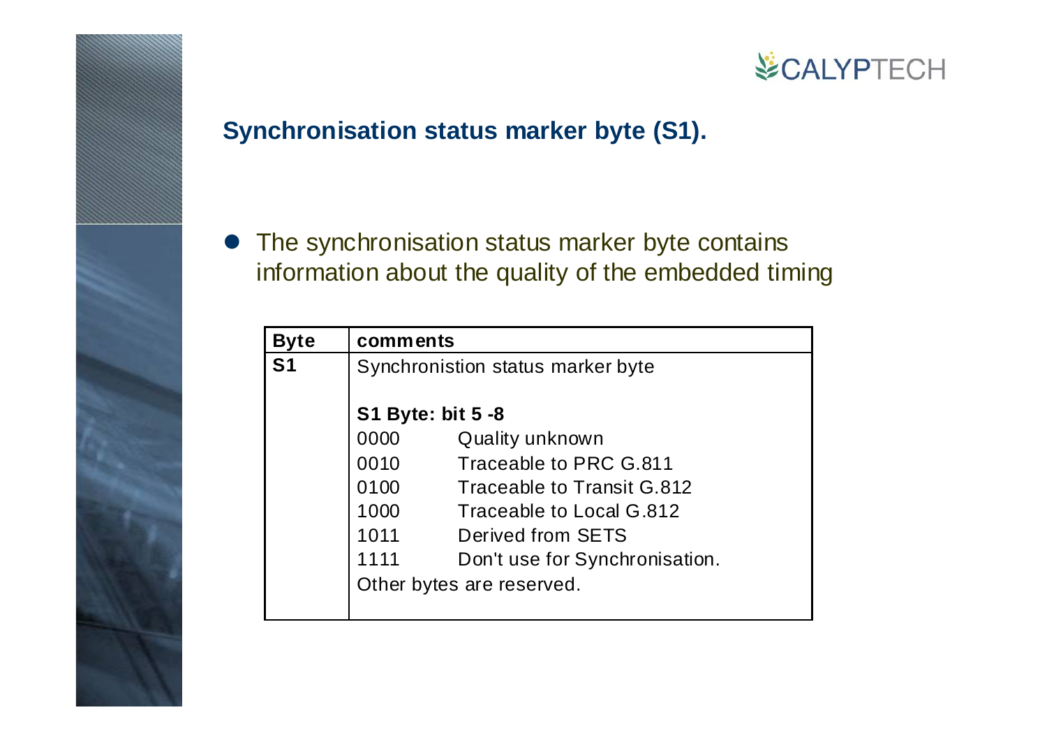## Synchronisation status marker byte (S1).

- The synchronisation status marker byte contains information about the quality of the embedded timing

| Byte | comments |
|---|---|
| S1 | Synchronistion status marker byte<br><br>**S1 Byte: bit 5 -8**<br>0000 Quality unknown<br>0010 Traceable to PRC G.811<br>0100 Traceable to Transit G.812<br>1000 Traceable to Local G.812<br>1011 Derived from SETS<br>1111 Don't use for Synchronisation.<br>Other bytes are reserved. |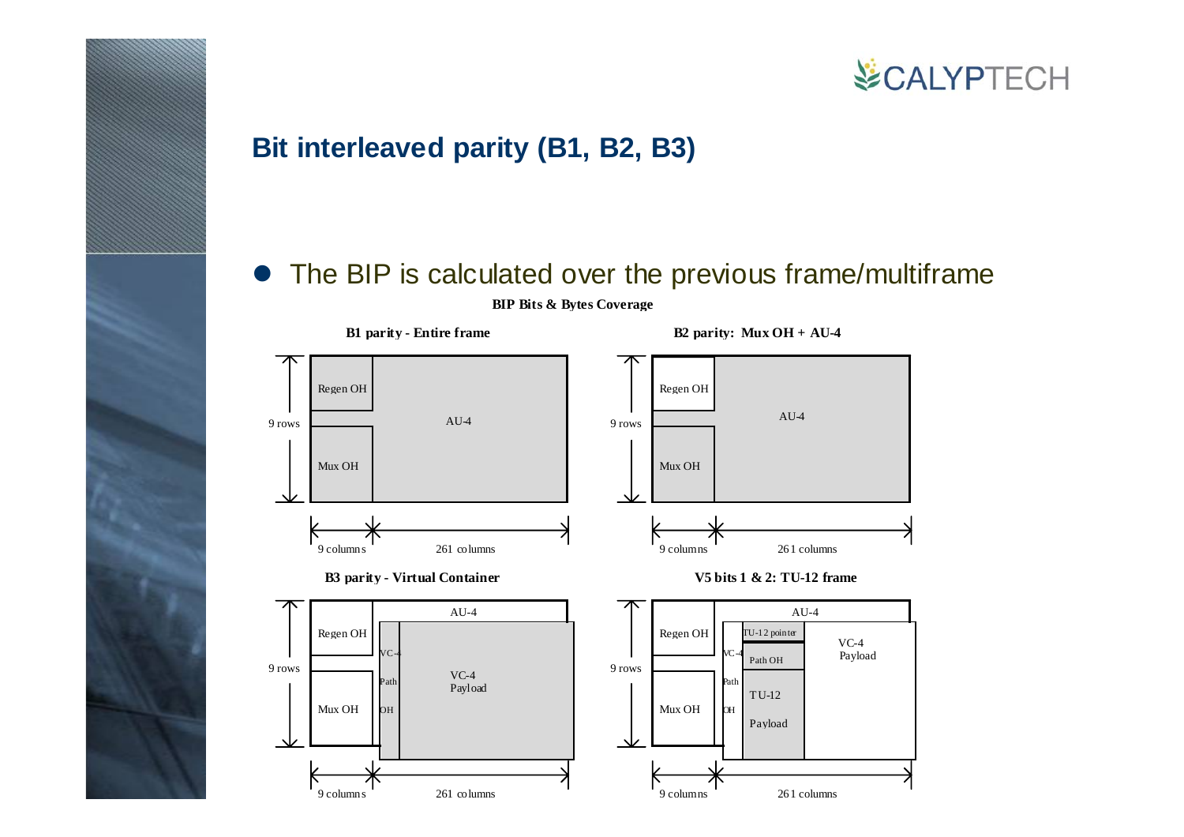# Bit interleaved parity (B1, B2, B3)

- The BIP is calculated over the previous frame/multiframe

**BIP Bits & Bytes Coverage**

**B1 parity - Entire frame**

Regen OH | AU-4 | Mux OH | 9 rows | 9 columns | 261 columns

**B2 parity: Mux OH + AU-4**

Regen OH | AU-4 | Mux OH | 9 rows | 9 columns | 261 columns

**B3 parity - Virtual Container**

Regen OH | AU-4 | VC-4 Path OH | VC-4 Payload | Mux OH | 9 rows | 9 columns | 261 columns

**V5 bits 1 & 2: TU-12 frame**

Regen OH | AU-4 | TU-12 pointer | VC-4 Path OH | Path OH | TU-12 Payload | VC-4 Payload | Mux OH | 9 rows | 9 columns | 261 columns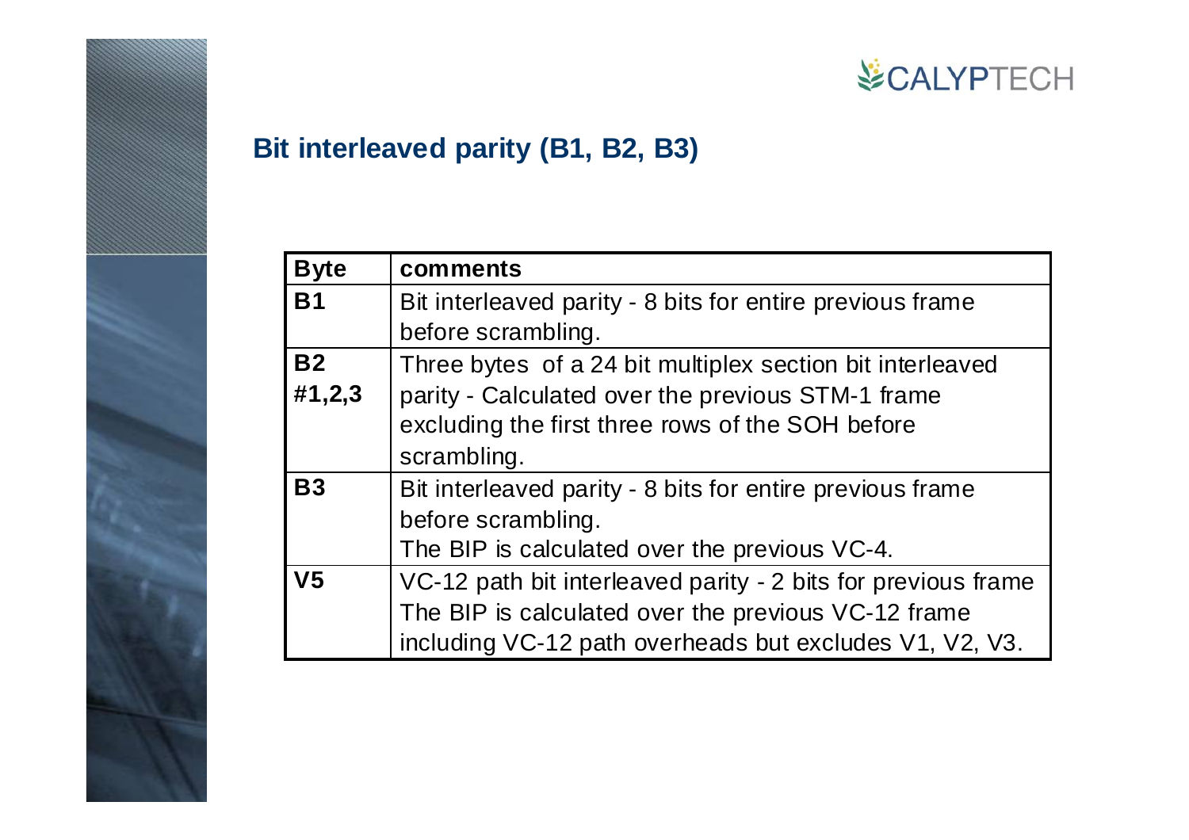## Bit interleaved parity (B1, B2, B3)

| Byte | comments |
|---|---|
| B1 | Bit interleaved parity - 8 bits for entire previous frame before scrambling. |
| B2 #1,2,3 | Three bytes of a 24 bit multiplex section bit interleaved parity - Calculated over the previous STM-1 frame excluding the first three rows of the SOH before scrambling. |
| B3 | Bit interleaved parity - 8 bits for entire previous frame before scrambling.<br>The BIP is calculated over the previous VC-4. |
| V5 | VC-12 path bit interleaved parity - 2 bits for previous frame<br>The BIP is calculated over the previous VC-12 frame including VC-12 path overheads but excludes V1, V2, V3. |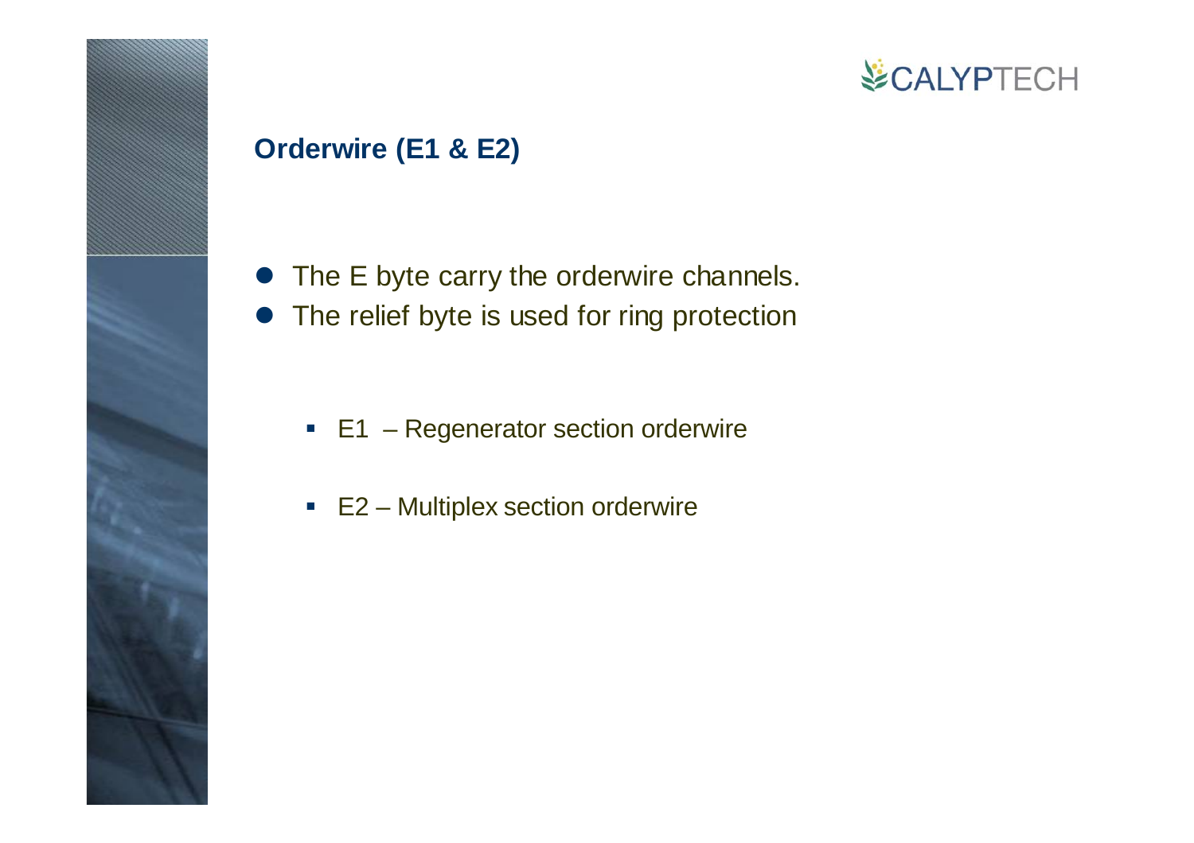## Orderwire (E1 & E2)

- The E byte carry the orderwire channels.
- The relief byte is used for ring protection

  - E1 – Regenerator section orderwire
  - E2 – Multiplex section orderwire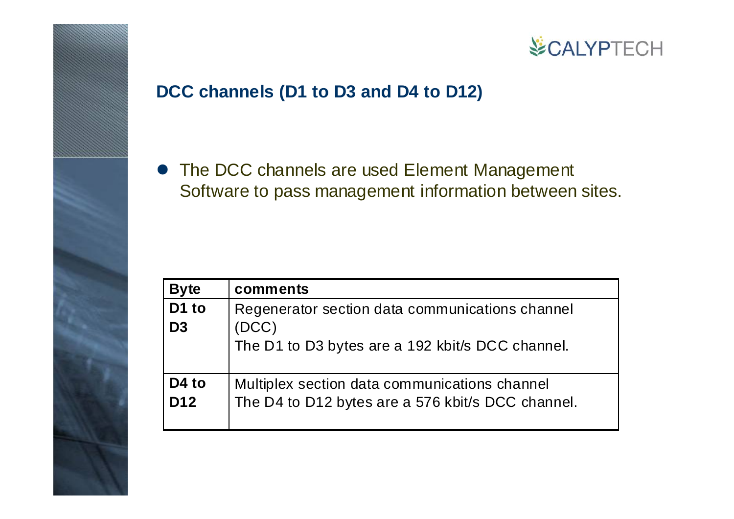## DCC channels (D1 to D3 and D4 to D12)

- The DCC channels are used Element Management Software to pass management information between sites.

| Byte | comments |
|---|---|
| D1 to D3 | Regenerator section data communications channel (DCC)<br>The D1 to D3 bytes are a 192 kbit/s DCC channel. |
| D4 to D12 | Multiplex section data communications channel<br>The D4 to D12 bytes are a 576 kbit/s DCC channel. |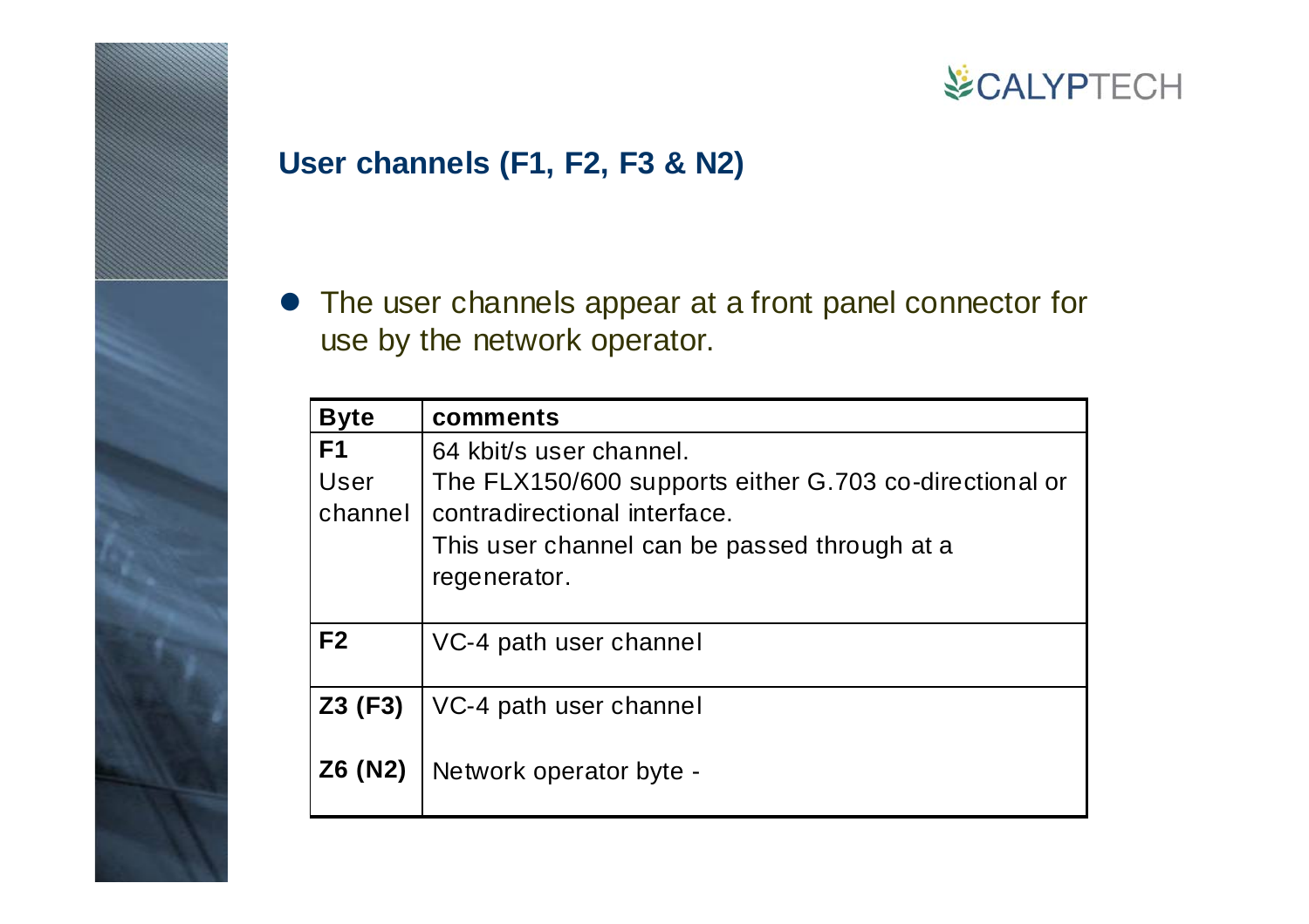## User channels (F1, F2, F3 & N2)

- The user channels appear at a front panel connector for use by the network operator.

| Byte | comments |
|---|---|
| **F1** User channel | 64 kbit/s user channel. The FLX150/600 supports either G.703 co-directional or contradirectional interface. This user channel can be passed through at a regenerator. |
| **F2** | VC-4 path user channel |
| **Z3 (F3)** | VC-4 path user channel |
| **Z6 (N2)** | Network operator byte - |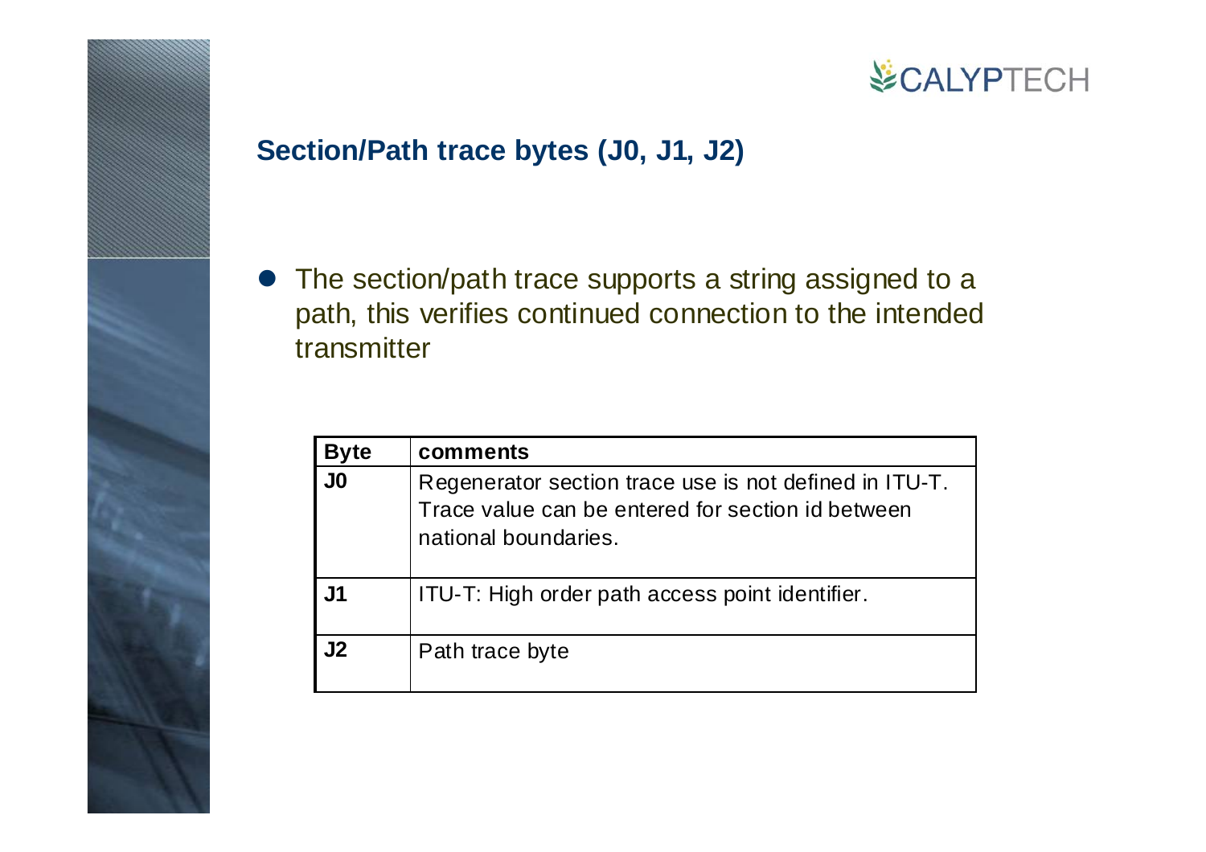## Section/Path trace bytes (J0, J1, J2)

- The section/path trace supports a string assigned to a path, this verifies continued connection to the intended transmitter

| **Byte** | **comments** |
|---|---|
| **J0** | Regenerator section trace use is not defined in ITU-T. Trace value can be entered for section id between national boundaries. |
| **J1** | ITU-T: High order path access point identifier. |
| **J2** | Path trace byte |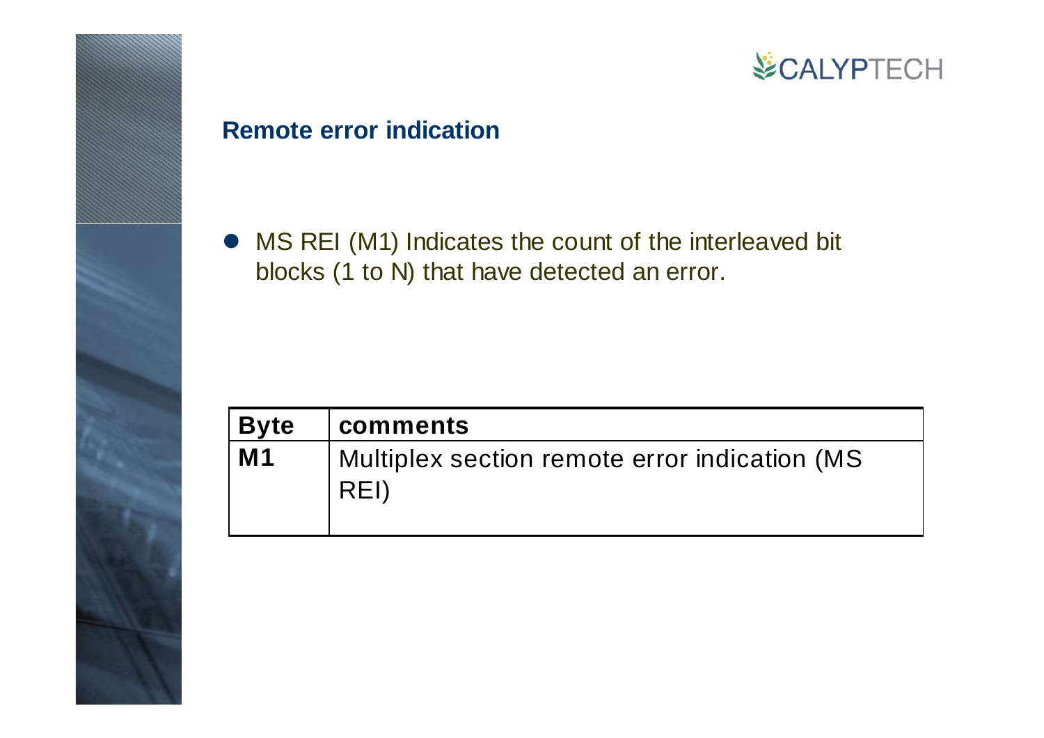## Remote error indication

- MS REI (M1) Indicates the count of the interleaved bit blocks (1 to N) that have detected an error.

| Byte | comments |
| --- | --- |
| **M1** | Multiplex section remote error indication (MS REI) |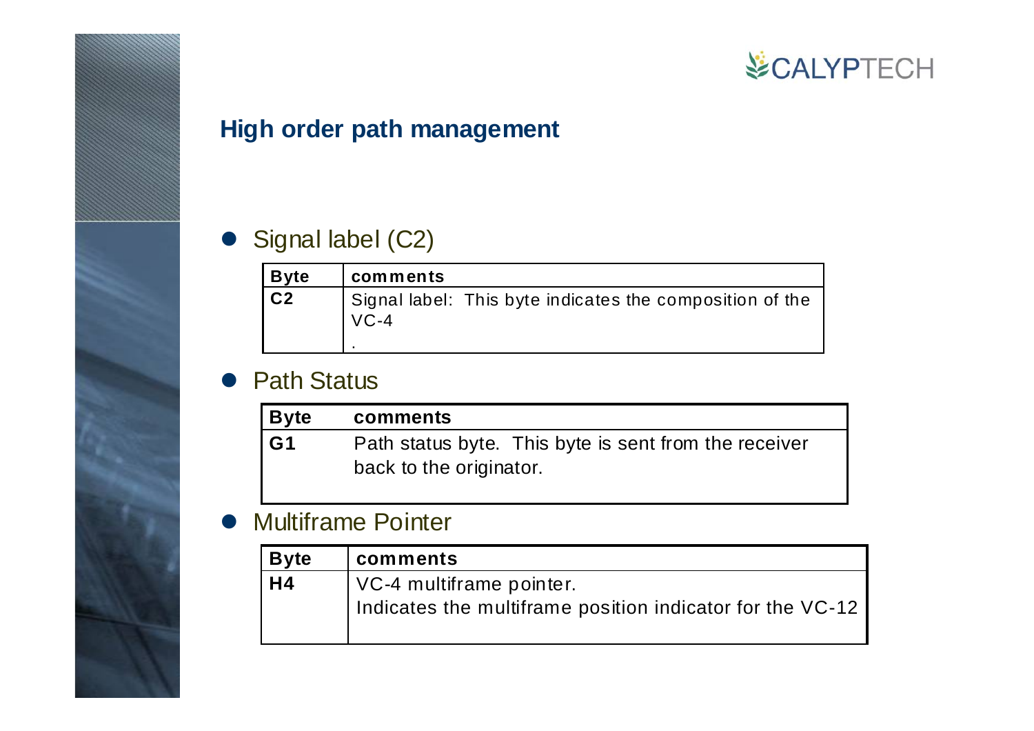## High order path management

- Signal label (C2)

| Byte | comments |
|---|---|
| C2 | Signal label: This byte indicates the composition of the VC-4 . |

- Path Status

| Byte | comments |
|---|---|
| G1 | Path status byte. This byte is sent from the receiver back to the originator. |

- Multiframe Pointer

| Byte | comments |
|---|---|
| H4 | VC-4 multiframe pointer. Indicates the multiframe position indicator for the VC-12 |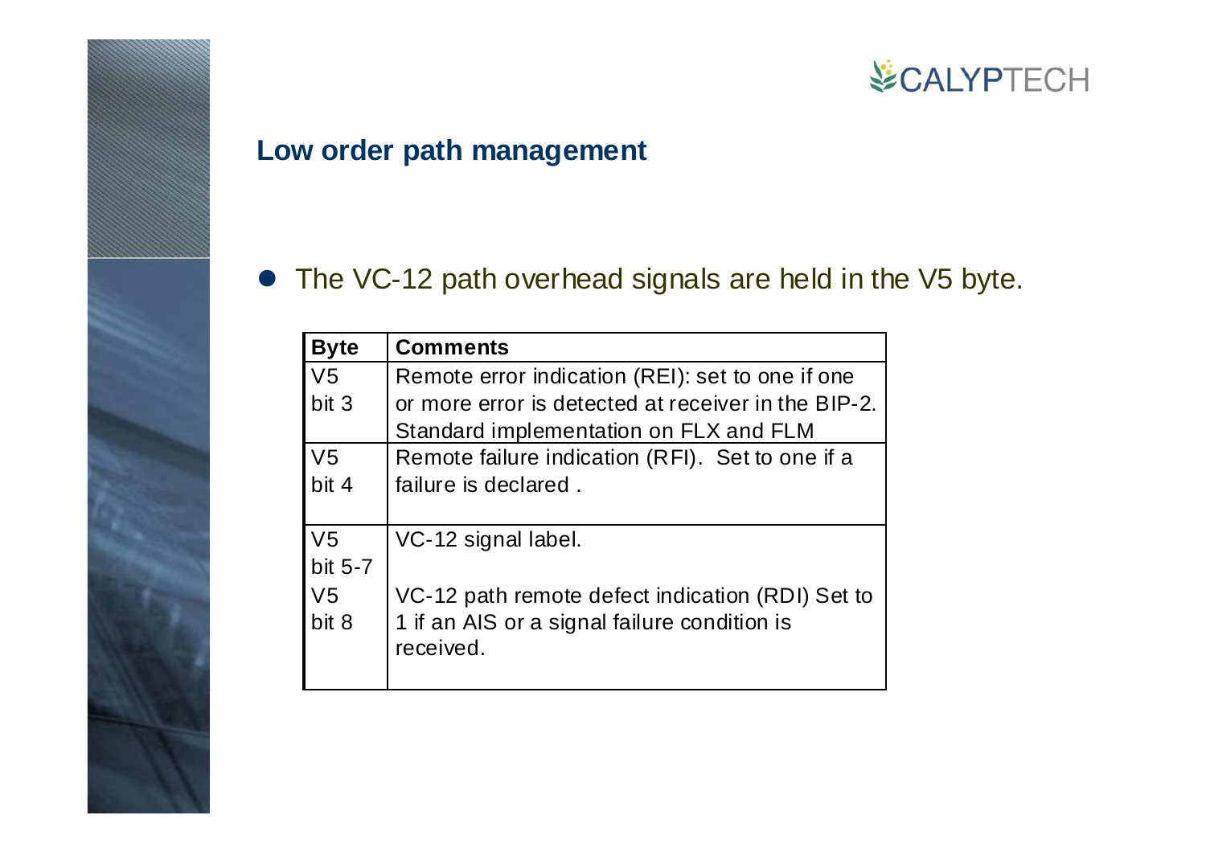## Low order path management

- The VC-12 path overhead signals are held in the V5 byte.

| Byte | Comments |
|---|---|
| V5 bit 3 | Remote error indication (REI): set to one if one or more error is detected at receiver in the BIP-2. Standard implementation on FLX and FLM |
| V5 bit 4 | Remote failure indication (RFI). Set to one if a failure is declared . |
| V5 bit 5-7 | VC-12 signal label. |
| V5 bit 8 | VC-12 path remote defect indication (RDI) Set to 1 if an AIS or a signal failure condition is received. |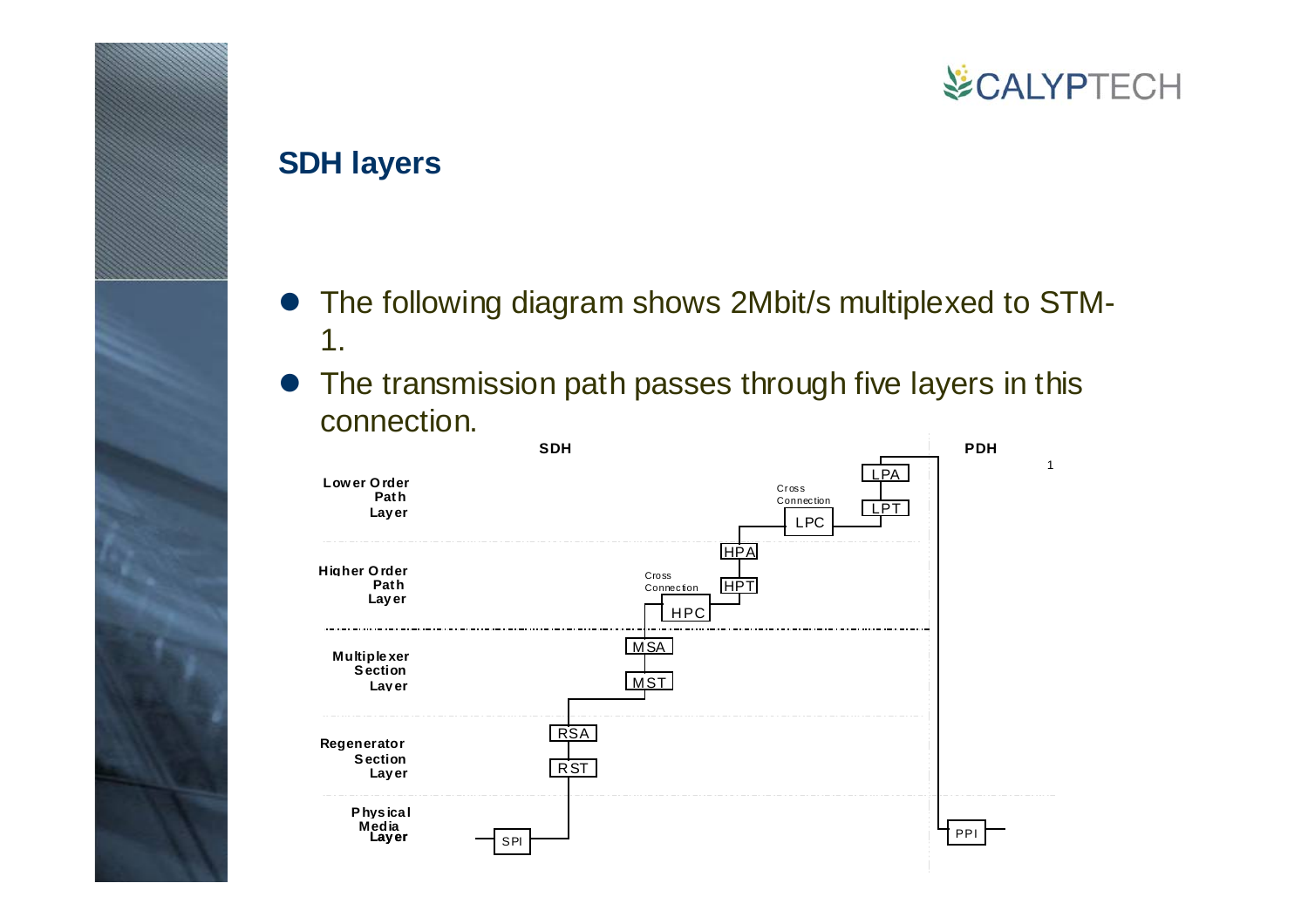## SDH layers

- The following diagram shows 2Mbit/s multiplexed to STM-1.
- The transmission path passes through five layers in this connection.

SDH | PDH

Lower Order Path Layer: LPA, LPT, LPC (Cross Connection)

Higher Order Path Layer: HPA, HPT, HPC (Cross Connection)

Multiplexer Section Layer: MSA, MST

Regenerator Section Layer: RSA, RST

Physical Media Layer: SPI, PPI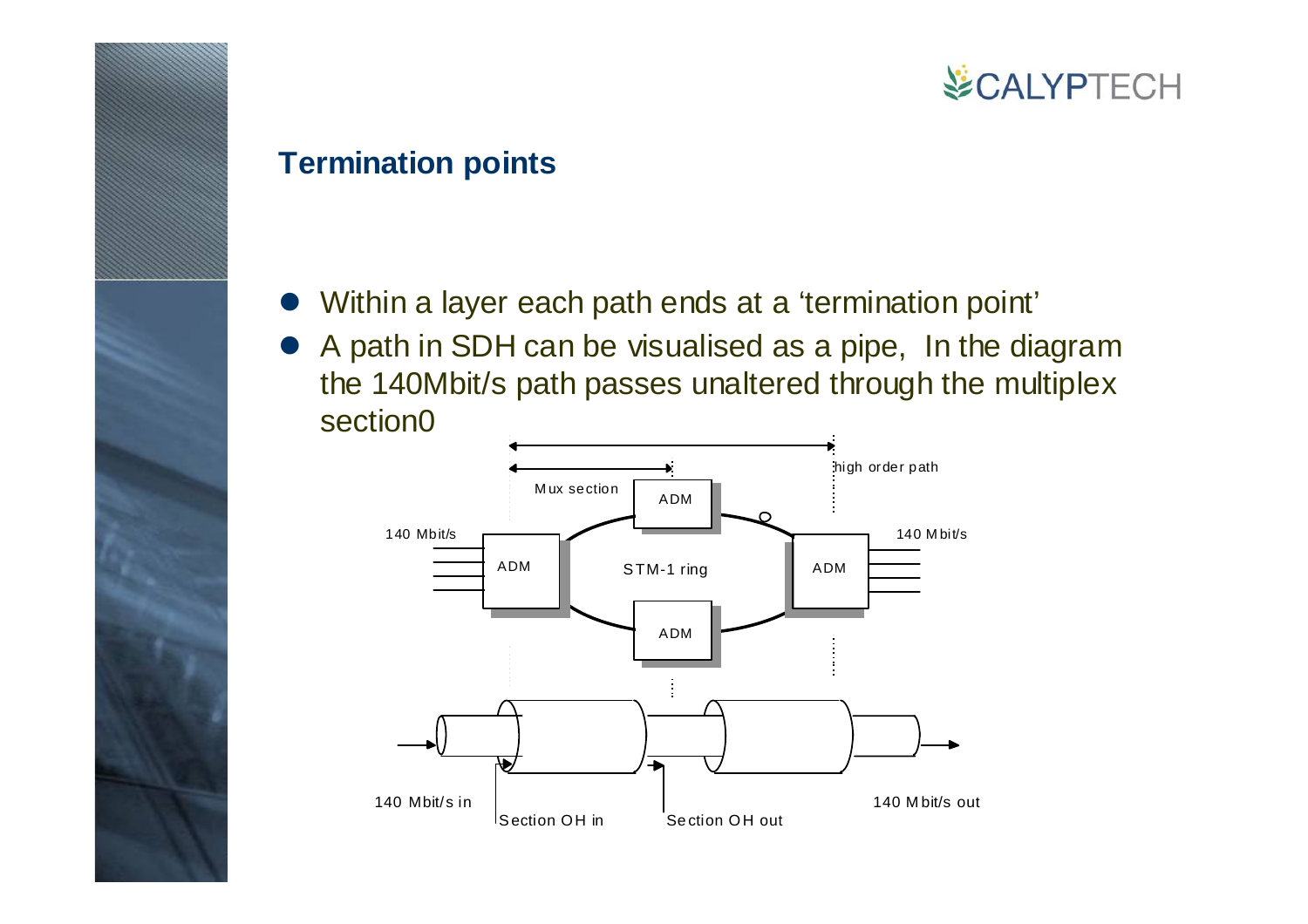## Termination points

- Within a layer each path ends at a ‘termination point’
- A path in SDH can be visualised as a pipe, In the diagram the 140Mbit/s path passes unaltered through the multiplex section0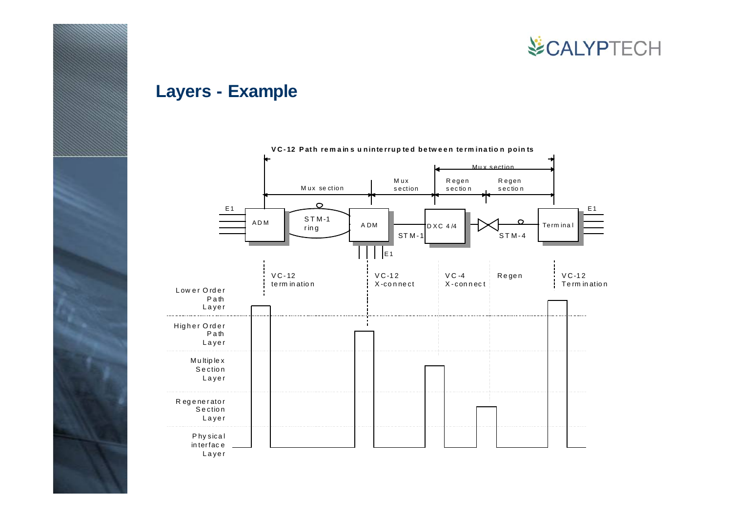## Layers - Example

VC-12 Path remains uninterrupted between termination points

Mux section | Mux section | Mux section | Regen section | Regen section

E1 | ADM | STM-1 ring | ADM | STM-1 | DXC 4/4 | STM-4 | Terminal | E1

E1

VC-12 termination | VC-12 X-connect | VC-4 X-connect | Regen | VC-12 Termination

Lower Order Path Layer

Higher Order Path Layer

Multiplex Section Layer

Regenerator Section Layer

Physical interface Layer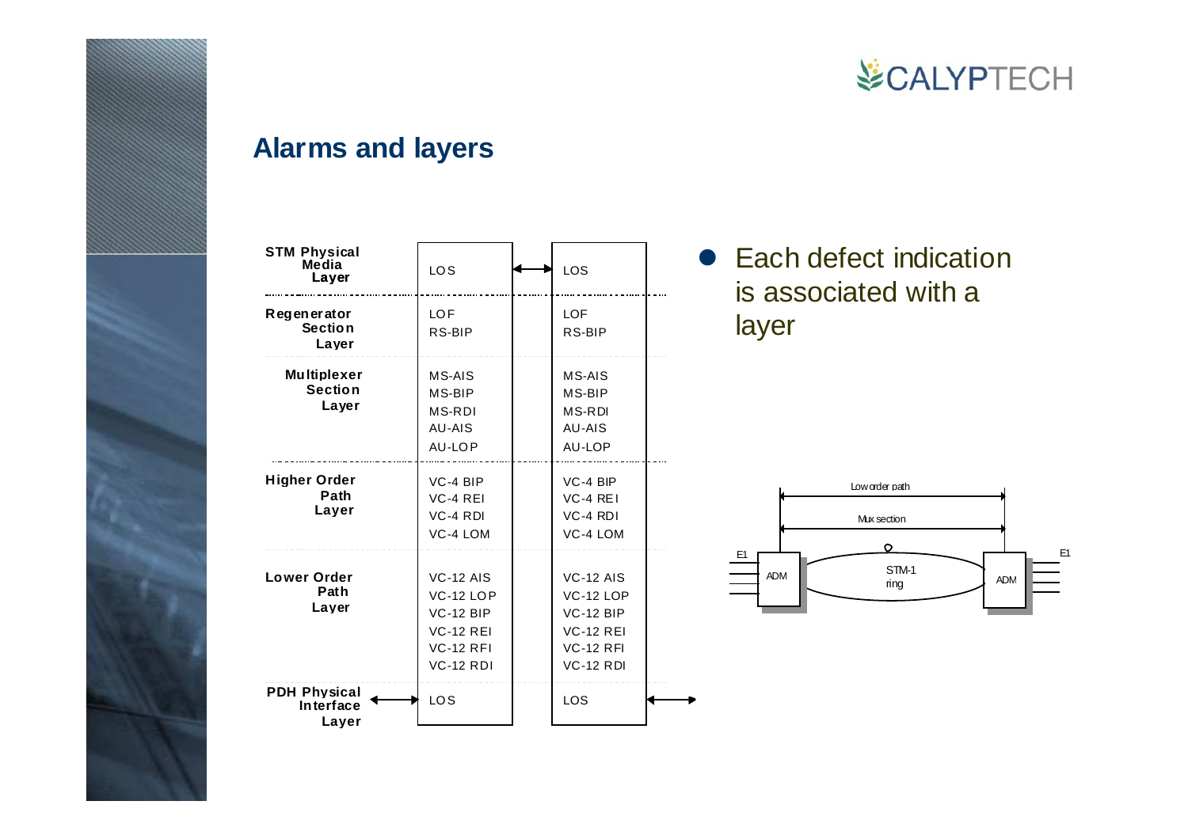## Alarms and layers

| Layer | | |
|---|---|---|
| STM Physical Media Layer | LOS | LOS |
| Regenerator Section Layer | LOF<br>RS-BIP | LOF<br>RS-BIP |
| Multiplexer Section Layer | MS-AIS<br>MS-BIP<br>MS-RDI<br>AU-AIS<br>AU-LOP | MS-AIS<br>MS-BIP<br>MS-RDI<br>AU-AIS<br>AU-LOP |
| Higher Order Path Layer | VC-4 BIP<br>VC-4 REI<br>VC-4 RDI<br>VC-4 LOM | VC-4 BIP<br>VC-4 REI<br>VC-4 RDI<br>VC-4 LOM |
| Lower Order Path Layer | VC-12 AIS<br>VC-12 LOP<br>VC-12 BIP<br>VC-12 REI<br>VC-12 RFI<br>VC-12 RDI | VC-12 AIS<br>VC-12 LOP<br>VC-12 BIP<br>VC-12 REI<br>VC-12 RFI<br>VC-12 RDI |
| PDH Physical Interface Layer | LOS | LOS |

- Each defect indication is associated with a layer

Low order path

Mux section

E1 — ADM — STM-1 ring — ADM — E1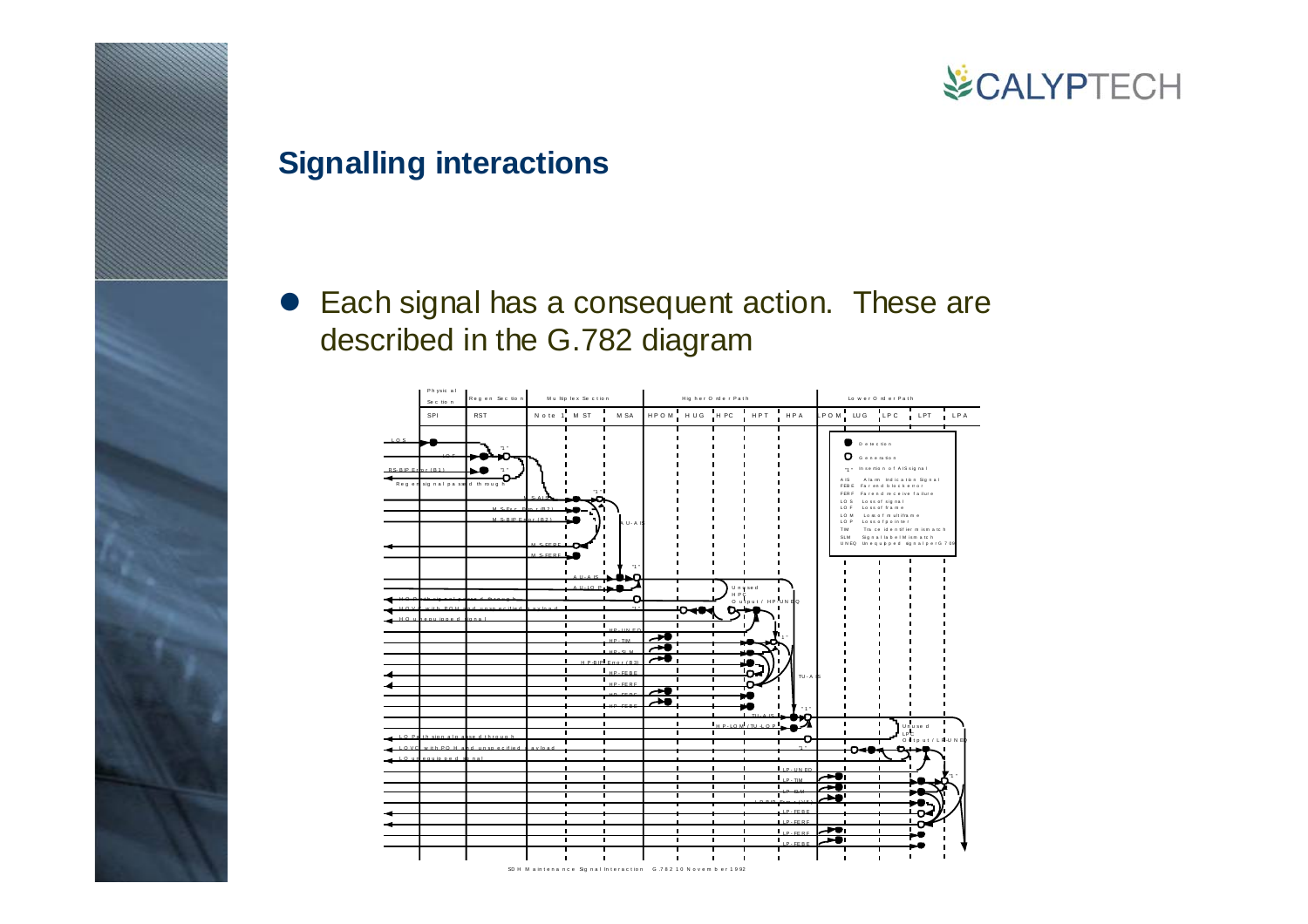## Signalling interactions

- Each signal has a consequent action. These are described in the G.782 diagram

SDH Maintenance Signal Interaction G.782 10 November 1992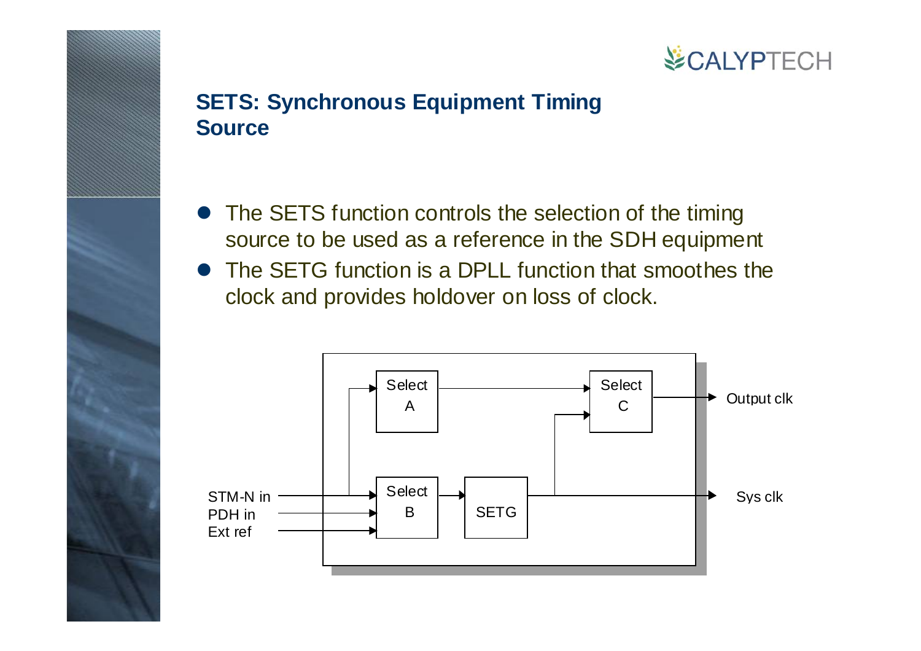## SETS: Synchronous Equipment Timing Source

- The SETS function controls the selection of the timing source to be used as a reference in the SDH equipment
- The SETG function is a DPLL function that smoothes the clock and provides holdover on loss of clock.

STM-N in
PDH in
Ext ref

Select A

Select B

SETG

Select C

Output clk

Sys clk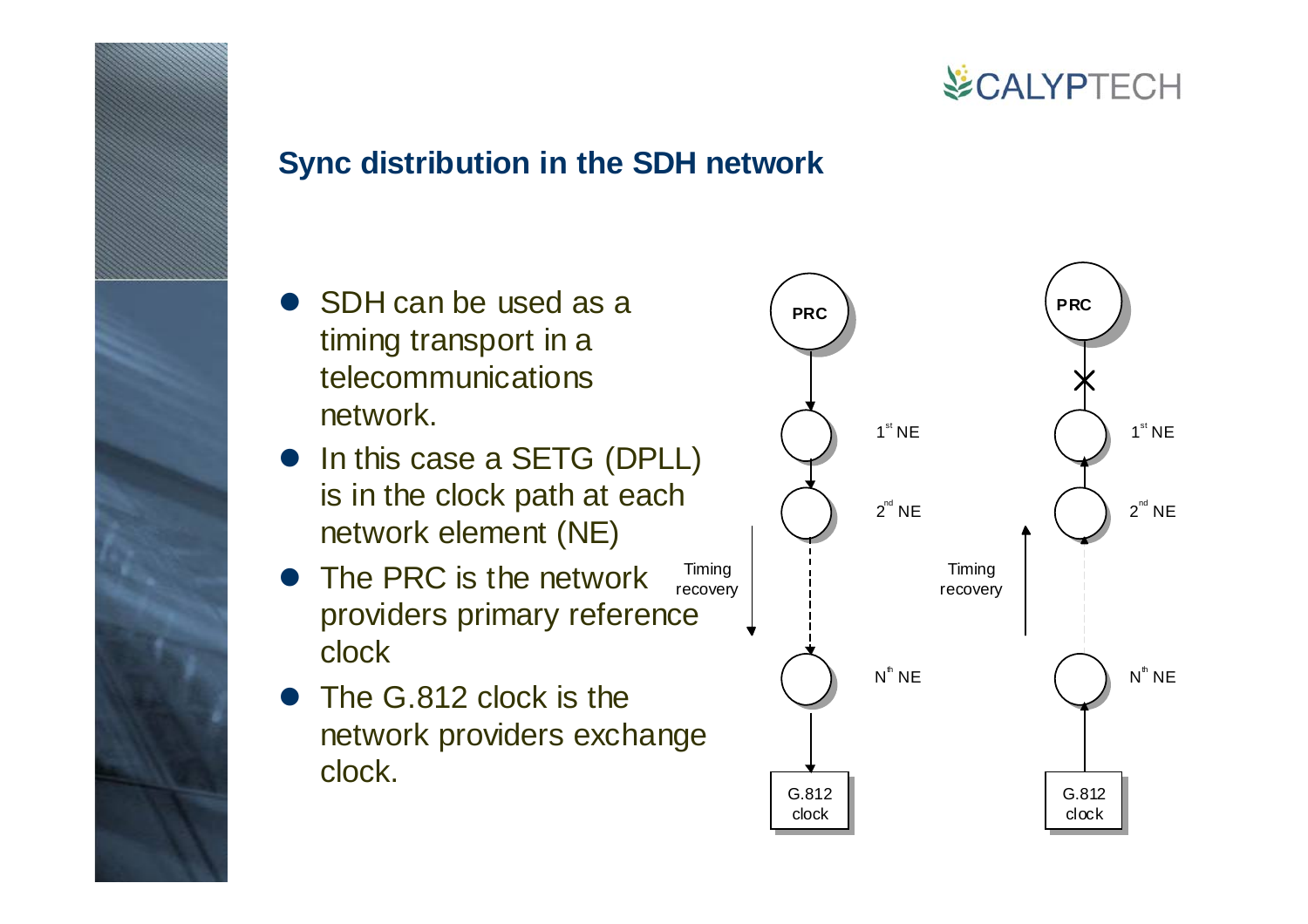## Sync distribution in the SDH network

- SDH can be used as a timing transport in a telecommunications network.
- In this case a SETG (DPLL) is in the clock path at each network element (NE)
- The PRC is the network providers primary reference clock
- The G.812 clock is the network providers exchange clock.

PRC

1st NE

2nd NE

Timing recovery

Nth NE

G.812 clock

PRC

1st NE

2nd NE

Timing recovery

Nth NE

G.812 clock